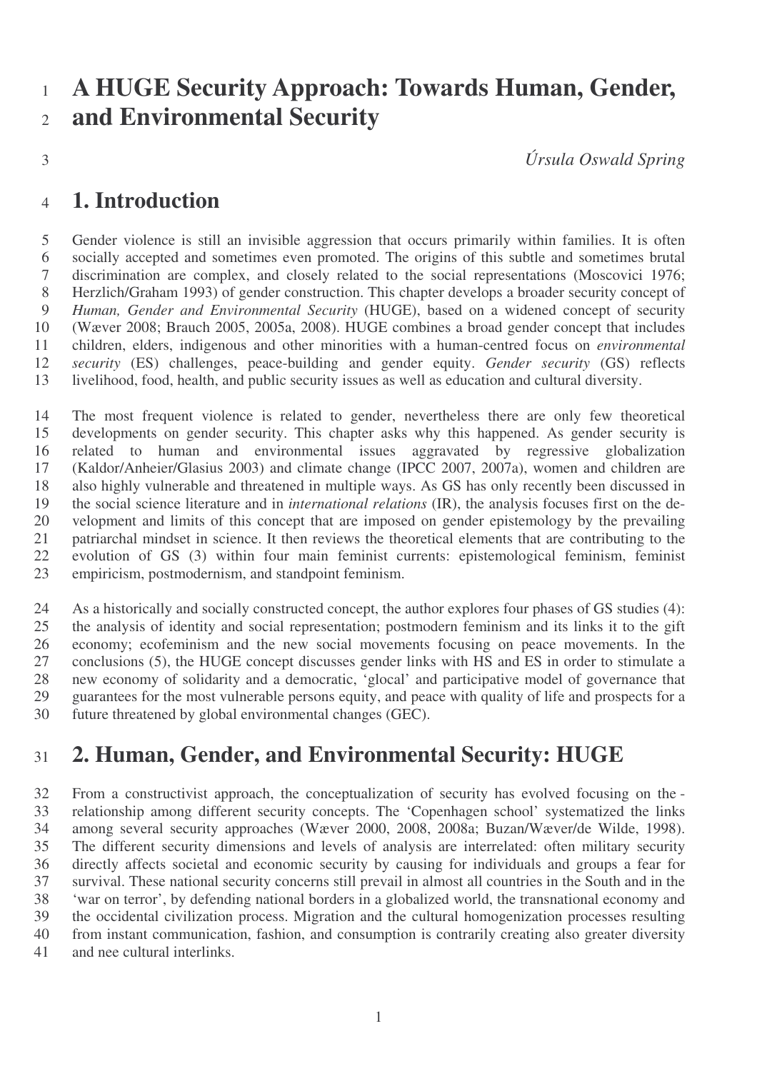# A HUGE Security Approach: Towards Human, Gender, and Environmental Security

*Úrsula Oswald Spring*

## 1. Introduction

Gender violence is still an invisible aggression that occurs primarily within families. It is often socially accepted and sometimes even promoted. The origins of this subtle and sometimes brutal discrimination are complex, and closely related to the social representations (Moscovici 1976; Herzlich/Graham 1993) of gender construction. This chapter develops a broader security concept of *Human, Gender and Environmental Security* (HUGE), based on a widened concept of security (Wæver 2008; Brauch 2005, 2005a, 2008). HUGE combines a broad gender concept that includes children, elders, indigenous and other minorities with a human-centred focus on *environmental security* (ES) challenges, peace-building and gender equity. *Gender security* (GS) reflects livelihood, food, health, and public security issues as well as education and cultural diversity.

The most frequent violence is related to gender, nevertheless there are only few theoretical developments on gender security. This chapter asks why this happened. As gender security is related to human and environmental issues aggravated by regressive globalization (Kaldor/Anheier/Glasius 2003) and climate change (IPCC 2007, 2007a), women and children are also highly vulnerable and threatened in multiple ways. As GS has only recently been discussed in the social science literature and in *international relations* (IR), the analysis focuses first on the development and limits of this concept that are imposed on gender epistemology by the prevailing patriarchal mindset in science. It then reviews the theoretical elements that are contributing to the evolution of GS (3) within four main feminist currents: epistemological feminism, feminist empiricism, postmodernism, and standpoint feminism.

As a historically and socially constructed concept, the author explores four phases of GS studies (4): the analysis of identity and social representation; postmodern feminism and its links it to the gift economy; ecofeminism and the new social movements focusing on peace movements. In the conclusions (5), the HUGE concept discusses gender links with HS and ES in order to stimulate a new economy of solidarity and a democratic, 'glocal' and participative model of governance that guarantees for the most vulnerable persons equity, and peace with quality of life and prospects for a future threatened by global environmental changes (GEC).

## 2. Human, Gender, and Environmental Security: HUGE

From a constructivist approach, the conceptualization of security has evolved focusing on the relationship among different security concepts. The 'Copenhagen school' systematized the links among several security approaches (Wæver 2000, 2008, 2008a; Buzan/Wæver/de Wilde, 1998). The different security dimensions and levels of analysis are interrelated: often military security directly affects societal and economic security by causing for individuals and groups a fear for survival. These national security concerns still prevail in almost all countries in the South and in the 'war on terror', by defending national borders in a globalized world, the transnational economy and the occidental civilization process. Migration and the cultural homogenization processes resulting from instant communication, fashion, and consumption is contrarily creating also greater diversity and nee cultural interlinks.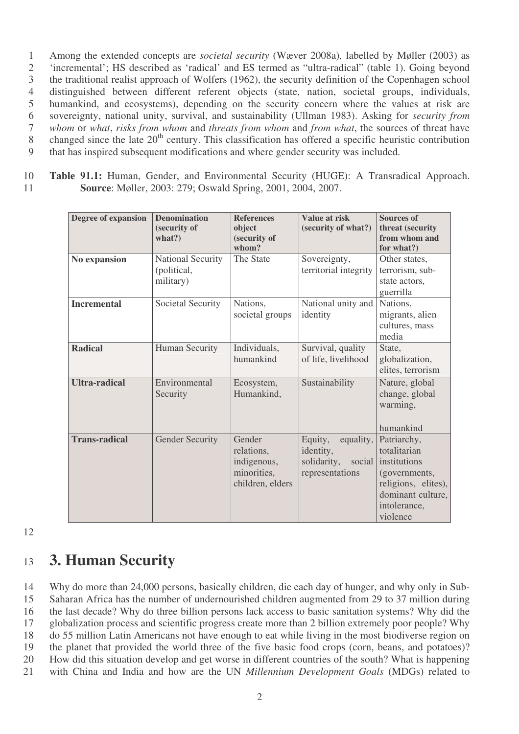Among the extended concepts are *societal security* (Wæver 2008a)*,* labelled by Møller (2003) as 'incremental'; HS described as 'radical' and ES termed as "ultra-radical" (table 1). Going beyond the traditional realist approach of Wolfers (1962), the security definition of the Copenhagen school distinguished between different referent objects (state, nation, societal groups, individuals, humankind, and ecosystems), depending on the security concern where the values at risk are sovereignty, national unity, survival, and sustainability (Ullman 1983). Asking for *security from whom* or *what*, *risks from whom* and *threats from whom* and *from what*, the sources of threat have changed since the late 20th century. This classification has offered a specific heuristic contribution that has inspired subsequent modifications and where gender security was included.

**Table 91.1:** Human, Gender, and Environmental Security (HUGE): A Transradical Approach. **Source**: Møller, 2003: 279; Oswald Spring, 2001, 2004, 2007.

| Degree of expansion | Denomination (security of what?) | References object (security of whom? | Value at risk (security of what?) | Sources of threat (security from whom and for what?) |
|---|---|---|---|---|
| **No expansion** | National Security (political, military) | The State | Sovereignty, territorial integrity | Other states, terrorism, sub-state actors, guerrilla |
| **Incremental** | Societal Security | Nations, societal groups | National unity and identity | Nations, migrants, alien cultures, mass media |
| **Radical** | Human Security | Individuals, humankind | Survival, quality of life, livelihood | State, globalization, elites, terrorism |
| **Ultra-radical** | Environmental Security | Ecosystem, Humankind, | Sustainability | Nature, global change, global warming, humankind |
| **Trans-radical** | Gender Security | Gender relations, indigenous, minorities, children, elders | Equity, equality, identity, solidarity, social representations | Patriarchy, totalitarian institutions (governments, religions, elites), dominant culture, intolerance, violence |

## 3. Human Security

Why do more than 24,000 persons, basically children, die each day of hunger, and why only in Sub-Saharan Africa has the number of undernourished children augmented from 29 to 37 million during the last decade? Why do three billion persons lack access to basic sanitation systems? Why did the globalization process and scientific progress create more than 2 billion extremely poor people? Why do 55 million Latin Americans not have enough to eat while living in the most biodiverse region on the planet that provided the world three of the five basic food crops (corn, beans, and potatoes)? How did this situation develop and get worse in different countries of the south? What is happening with China and India and how are the UN *Millennium Development Goals* (MDGs) related to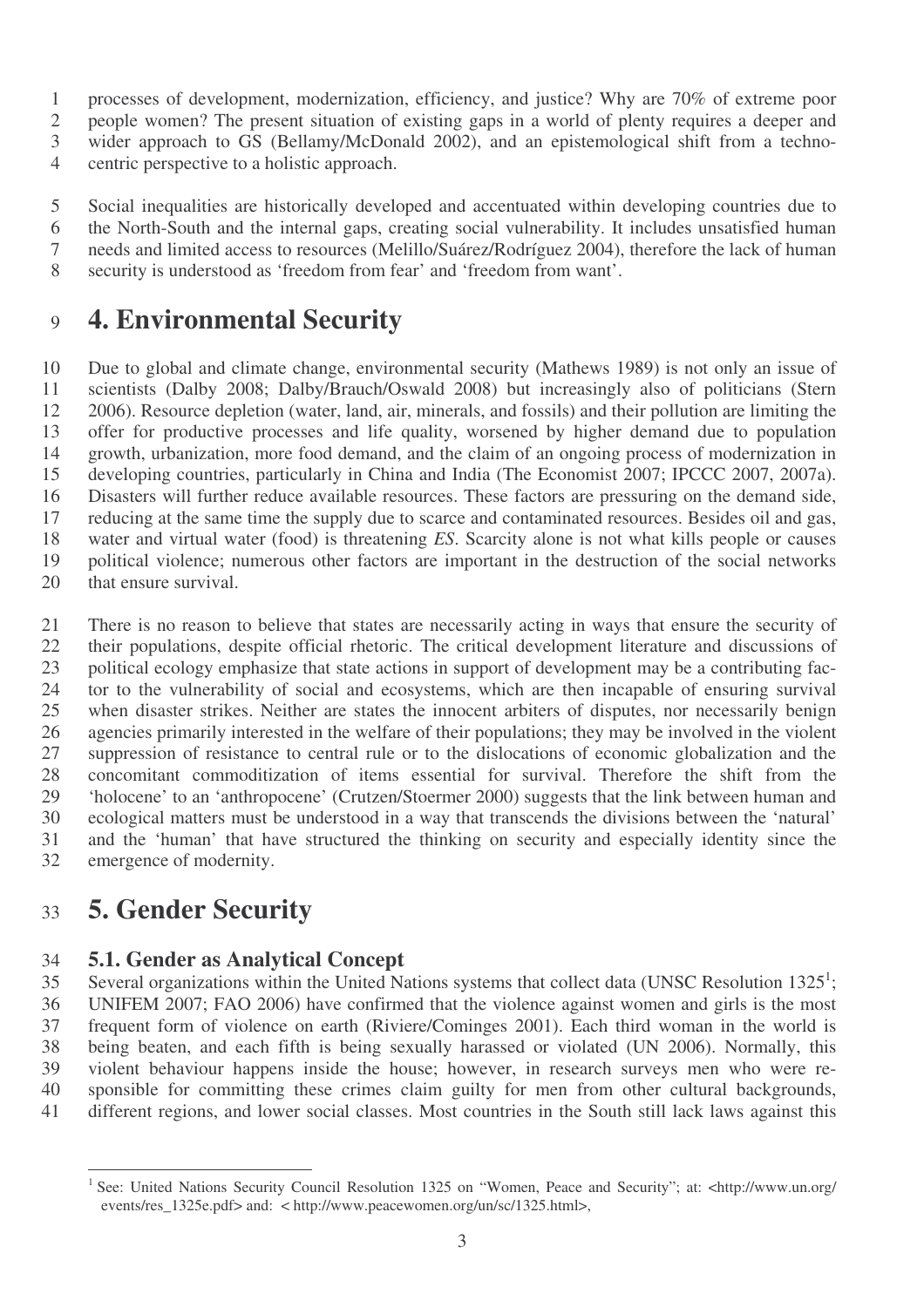processes of development, modernization, efficiency, and justice? Why are 70% of extreme poor people women? The present situation of existing gaps in a world of plenty requires a deeper and wider approach to GS (Bellamy/McDonald 2002), and an epistemological shift from a techno-centric perspective to a holistic approach.

Social inequalities are historically developed and accentuated within developing countries due to the North-South and the internal gaps, creating social vulnerability. It includes unsatisfied human needs and limited access to resources (Melillo/Suárez/Rodríguez 2004), therefore the lack of human security is understood as 'freedom from fear' and 'freedom from want'.

# 4. Environmental Security

Due to global and climate change, environmental security (Mathews 1989) is not only an issue of scientists (Dalby 2008; Dalby/Brauch/Oswald 2008) but increasingly also of politicians (Stern 2006). Resource depletion (water, land, air, minerals, and fossils) and their pollution are limiting the offer for productive processes and life quality, worsened by higher demand due to population growth, urbanization, more food demand, and the claim of an ongoing process of modernization in developing countries, particularly in China and India (The Economist 2007; IPCCC 2007, 2007a). Disasters will further reduce available resources. These factors are pressuring on the demand side, reducing at the same time the supply due to scarce and contaminated resources. Besides oil and gas, water and virtual water (food) is threatening *ES*. Scarcity alone is not what kills people or causes political violence; numerous other factors are important in the destruction of the social networks that ensure survival.

There is no reason to believe that states are necessarily acting in ways that ensure the security of their populations, despite official rhetoric. The critical development literature and discussions of political ecology emphasize that state actions in support of development may be a contributing factor to the vulnerability of social and ecosystems, which are then incapable of ensuring survival when disaster strikes. Neither are states the innocent arbiters of disputes, nor necessarily benign agencies primarily interested in the welfare of their populations; they may be involved in the violent suppression of resistance to central rule or to the dislocations of economic globalization and the concomitant commoditization of items essential for survival. Therefore the shift from the 'holocene' to an 'anthropocene' (Crutzen/Stoermer 2000) suggests that the link between human and ecological matters must be understood in a way that transcends the divisions between the 'natural' and the 'human' that have structured the thinking on security and especially identity since the emergence of modernity.

# 5. Gender Security

## 5.1. Gender as Analytical Concept

Several organizations within the United Nations systems that collect data (UNSC Resolution 1325[1]; UNIFEM 2007; FAO 2006) have confirmed that the violence against women and girls is the most frequent form of violence on earth (Riviere/Cominges 2001). Each third woman in the world is being beaten, and each fifth is being sexually harassed or violated (UN 2006). Normally, this violent behaviour happens inside the house; however, in research surveys men who were responsible for committing these crimes claim guilty for men from other cultural backgrounds, different regions, and lower social classes. Most countries in the South still lack laws against this

[1] See: United Nations Security Council Resolution 1325 on "Women, Peace and Security"; at: <http://www.un.org/events/res_1325e.pdf> and: < http://www.peacewomen.org/un/sc/1325.html>,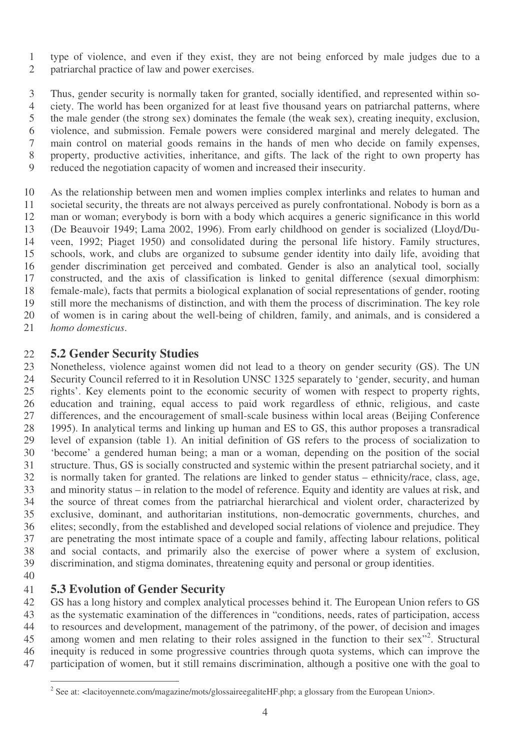type of violence, and even if they exist, they are not being enforced by male judges due to a patriarchal practice of law and power exercises.

Thus, gender security is normally taken for granted, socially identified, and represented within society. The world has been organized for at least five thousand years on patriarchal patterns, where the male gender (the strong sex) dominates the female (the weak sex), creating inequity, exclusion, violence, and submission. Female powers were considered marginal and merely delegated. The main control on material goods remains in the hands of men who decide on family expenses, property, productive activities, inheritance, and gifts. The lack of the right to own property has reduced the negotiation capacity of women and increased their insecurity.

As the relationship between men and women implies complex interlinks and relates to human and societal security, the threats are not always perceived as purely confrontational. Nobody is born as a man or woman; everybody is born with a body which acquires a generic significance in this world (De Beauvoir 1949; Lama 2002, 1996). From early childhood on gender is socialized (Lloyd/Duveen, 1992; Piaget 1950) and consolidated during the personal life history. Family structures, schools, work, and clubs are organized to subsume gender identity into daily life, avoiding that gender discrimination get perceived and combated. Gender is also an analytical tool, socially constructed, and the axis of classification is linked to genital difference (sexual dimorphism: female-male), facts that permits a biological explanation of social representations of gender, rooting still more the mechanisms of distinction, and with them the process of discrimination. The key role of women is in caring about the well-being of children, family, and animals, and is considered a *homo domesticus*.

## 5.2 Gender Security Studies

Nonetheless, violence against women did not lead to a theory on gender security (GS). The UN Security Council referred to it in Resolution UNSC 1325 separately to 'gender, security, and human rights'. Key elements point to the economic security of women with respect to property rights, education and training, equal access to paid work regardless of ethnic, religious, and caste differences, and the encouragement of small-scale business within local areas (Beijing Conference 1995). In analytical terms and linking up human and ES to GS, this author proposes a transradical level of expansion (table 1). An initial definition of GS refers to the process of socialization to 'become' a gendered human being; a man or a woman, depending on the position of the social structure. Thus, GS is socially constructed and systemic within the present patriarchal society, and it is normally taken for granted. The relations are linked to gender status – ethnicity/race, class, age, and minority status – in relation to the model of reference. Equity and identity are values at risk, and the source of threat comes from the patriarchal hierarchical and violent order, characterized by exclusive, dominant, and authoritarian institutions, non-democratic governments, churches, and elites; secondly, from the established and developed social relations of violence and prejudice. They are penetrating the most intimate space of a couple and family, affecting labour relations, political and social contacts, and primarily also the exercise of power where a system of exclusion, discrimination, and stigma dominates, threatening equity and personal or group identities.

## 5.3 Evolution of Gender Security

GS has a long history and complex analytical processes behind it. The European Union refers to GS as the systematic examination of the differences in "conditions, needs, rates of participation, access to resources and development, management of the patrimony, of the power, of decision and images among women and men relating to their roles assigned in the function to their sex"[2]. Structural inequity is reduced in some progressive countries through quota systems, which can improve the participation of women, but it still remains discrimination, although a positive one with the goal to

[2] See at: <lacitoyennete.com/magazine/mots/glossaireegaliteHF.php; a glossary from the European Union>.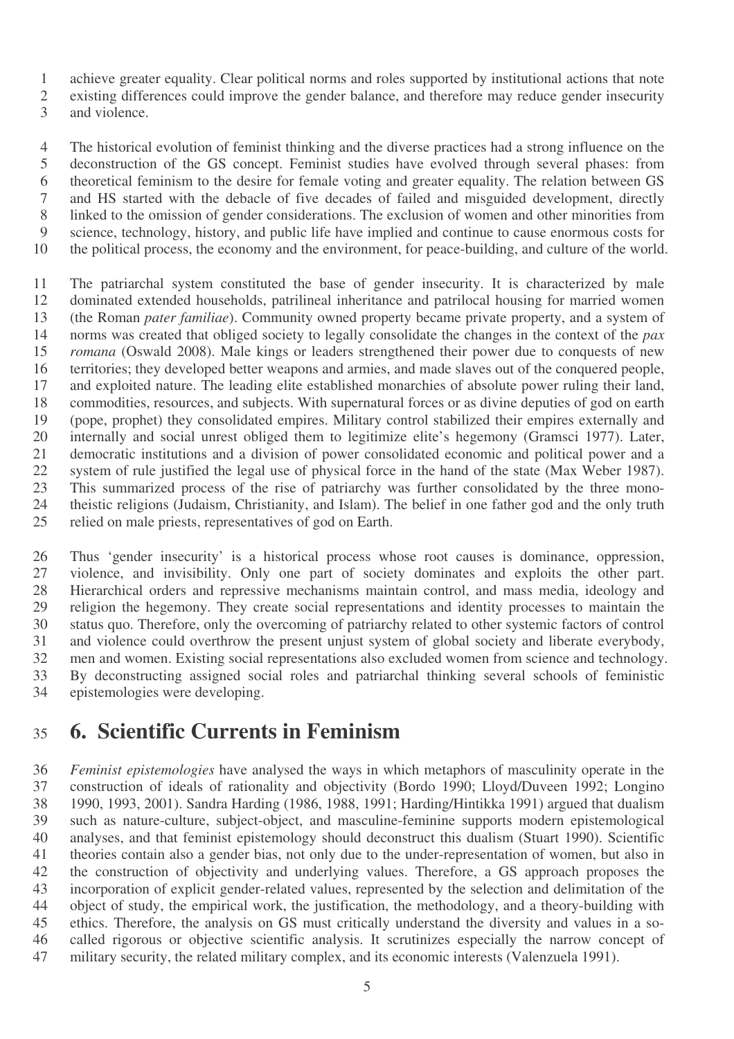achieve greater equality. Clear political norms and roles supported by institutional actions that note existing differences could improve the gender balance, and therefore may reduce gender insecurity and violence.

The historical evolution of feminist thinking and the diverse practices had a strong influence on the deconstruction of the GS concept. Feminist studies have evolved through several phases: from theoretical feminism to the desire for female voting and greater equality. The relation between GS and HS started with the debacle of five decades of failed and misguided development, directly linked to the omission of gender considerations. The exclusion of women and other minorities from science, technology, history, and public life have implied and continue to cause enormous costs for the political process, the economy and the environment, for peace-building, and culture of the world.

The patriarchal system constituted the base of gender insecurity. It is characterized by male dominated extended households, patrilineal inheritance and patrilocal housing for married women (the Roman *pater familiae*). Community owned property became private property, and a system of norms was created that obliged society to legally consolidate the changes in the context of the *pax romana* (Oswald 2008). Male kings or leaders strengthened their power due to conquests of new territories; they developed better weapons and armies, and made slaves out of the conquered people, and exploited nature. The leading elite established monarchies of absolute power ruling their land, commodities, resources, and subjects. With supernatural forces or as divine deputies of god on earth (pope, prophet) they consolidated empires. Military control stabilized their empires externally and internally and social unrest obliged them to legitimize elite's hegemony (Gramsci 1977). Later, democratic institutions and a division of power consolidated economic and political power and a system of rule justified the legal use of physical force in the hand of the state (Max Weber 1987). This summarized process of the rise of patriarchy was further consolidated by the three monotheistic religions (Judaism, Christianity, and Islam). The belief in one father god and the only truth relied on male priests, representatives of god on Earth.

Thus 'gender insecurity' is a historical process whose root causes is dominance, oppression, violence, and invisibility. Only one part of society dominates and exploits the other part. Hierarchical orders and repressive mechanisms maintain control, and mass media, ideology and religion the hegemony. They create social representations and identity processes to maintain the status quo. Therefore, only the overcoming of patriarchy related to other systemic factors of control and violence could overthrow the present unjust system of global society and liberate everybody, men and women. Existing social representations also excluded women from science and technology. By deconstructing assigned social roles and patriarchal thinking several schools of feministic epistemologies were developing.

# 6. Scientific Currents in Feminism

*Feminist epistemologies* have analysed the ways in which metaphors of masculinity operate in the construction of ideals of rationality and objectivity (Bordo 1990; Lloyd/Duveen 1992; Longino 1990, 1993, 2001). Sandra Harding (1986, 1988, 1991; Harding/Hintikka 1991) argued that dualism such as nature-culture, subject-object, and masculine-feminine supports modern epistemological analyses, and that feminist epistemology should deconstruct this dualism (Stuart 1990). Scientific theories contain also a gender bias, not only due to the under-representation of women, but also in the construction of objectivity and underlying values. Therefore, a GS approach proposes the incorporation of explicit gender-related values, represented by the selection and delimitation of the object of study, the empirical work, the justification, the methodology, and a theory-building with ethics. Therefore, the analysis on GS must critically understand the diversity and values in a so-called rigorous or objective scientific analysis. It scrutinizes especially the narrow concept of military security, the related military complex, and its economic interests (Valenzuela 1991).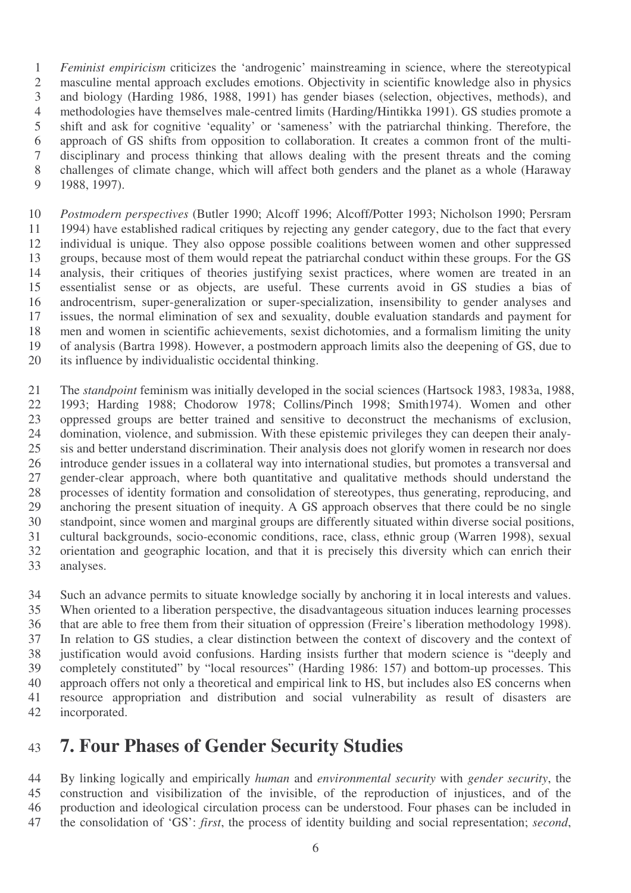*Feminist empiricism* criticizes the 'androgenic' mainstreaming in science, where the stereotypical masculine mental approach excludes emotions. Objectivity in scientific knowledge also in physics and biology (Harding 1986, 1988, 1991) has gender biases (selection, objectives, methods), and methodologies have themselves male-centred limits (Harding/Hintikka 1991). GS studies promote a shift and ask for cognitive 'equality' or 'sameness' with the patriarchal thinking. Therefore, the approach of GS shifts from opposition to collaboration. It creates a common front of the multi-disciplinary and process thinking that allows dealing with the present threats and the coming challenges of climate change, which will affect both genders and the planet as a whole (Haraway 1988, 1997).

*Postmodern perspectives* (Butler 1990; Alcoff 1996; Alcoff/Potter 1993; Nicholson 1990; Persram 1994) have established radical critiques by rejecting any gender category, due to the fact that every individual is unique. They also oppose possible coalitions between women and other suppressed groups, because most of them would repeat the patriarchal conduct within these groups. For the GS analysis, their critiques of theories justifying sexist practices, where women are treated in an essentialist sense or as objects, are useful. These currents avoid in GS studies a bias of androcentrism, super-generalization or super-specialization, insensibility to gender analyses and issues, the normal elimination of sex and sexuality, double evaluation standards and payment for men and women in scientific achievements, sexist dichotomies, and a formalism limiting the unity of analysis (Bartra 1998). However, a postmodern approach limits also the deepening of GS, due to its influence by individualistic occidental thinking.

The *standpoint* feminism was initially developed in the social sciences (Hartsock 1983, 1983a, 1988, 1993; Harding 1988; Chodorow 1978; Collins/Pinch 1998; Smith1974). Women and other oppressed groups are better trained and sensitive to deconstruct the mechanisms of exclusion, domination, violence, and submission. With these epistemic privileges they can deepen their analysis and better understand discrimination. Their analysis does not glorify women in research nor does introduce gender issues in a collateral way into international studies, but promotes a transversal and gender-clear approach, where both quantitative and qualitative methods should understand the processes of identity formation and consolidation of stereotypes, thus generating, reproducing, and anchoring the present situation of inequity. A GS approach observes that there could be no single standpoint, since women and marginal groups are differently situated within diverse social positions, cultural backgrounds, socio-economic conditions, race, class, ethnic group (Warren 1998), sexual orientation and geographic location, and that it is precisely this diversity which can enrich their analyses.

Such an advance permits to situate knowledge socially by anchoring it in local interests and values. When oriented to a liberation perspective, the disadvantageous situation induces learning processes that are able to free them from their situation of oppression (Freire's liberation methodology 1998). In relation to GS studies, a clear distinction between the context of discovery and the context of justification would avoid confusions. Harding insists further that modern science is "deeply and completely constituted" by "local resources" (Harding 1986: 157) and bottom-up processes. This approach offers not only a theoretical and empirical link to HS, but includes also ES concerns when resource appropriation and distribution and social vulnerability as result of disasters are incorporated.

## 7. Four Phases of Gender Security Studies

By linking logically and empirically *human* and *environmental security* with *gender security*, the construction and visibilization of the invisible, of the reproduction of injustices, and of the production and ideological circulation process can be understood. Four phases can be included in the consolidation of 'GS': *first*, the process of identity building and social representation; *second*,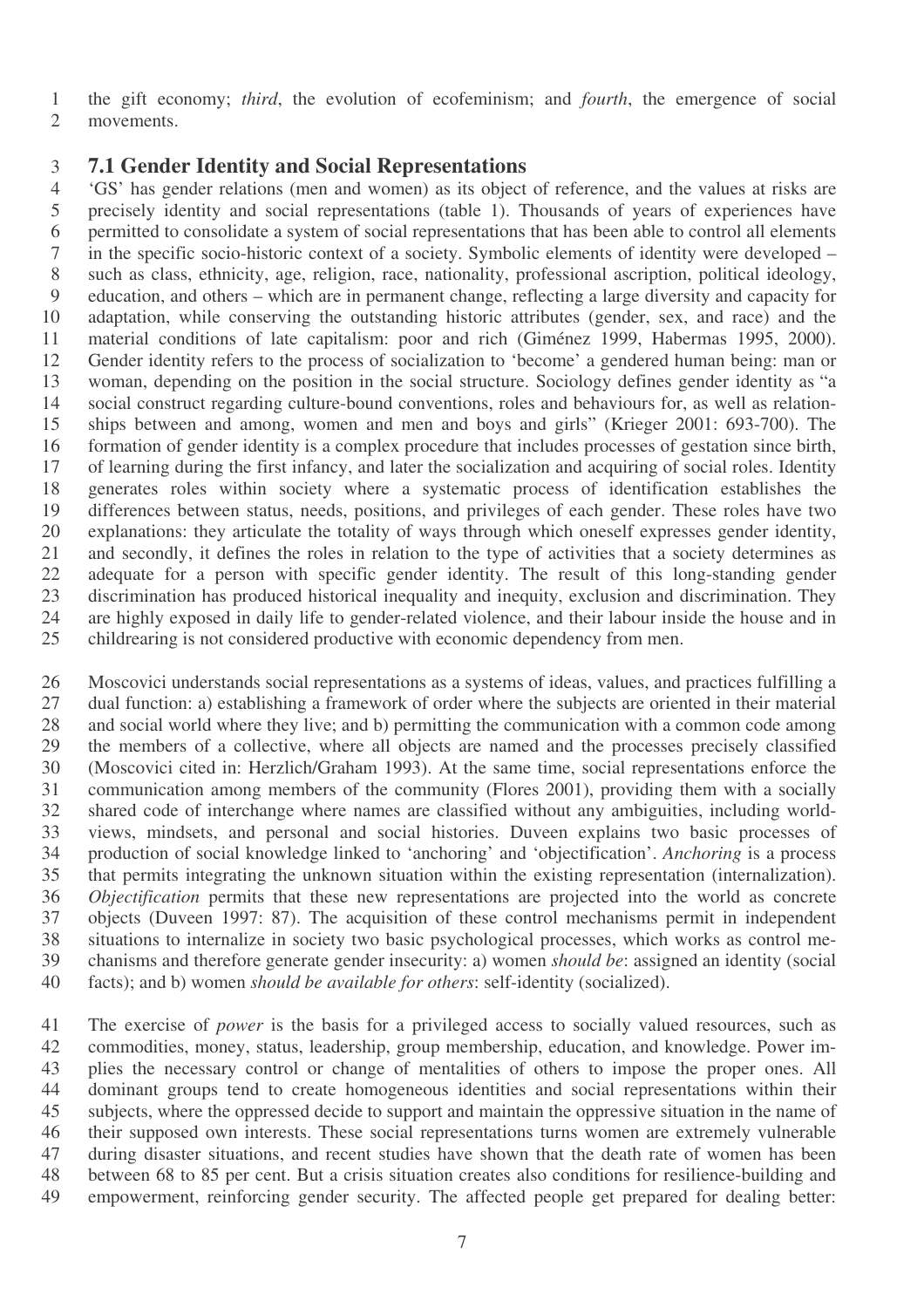the gift economy; *third*, the evolution of ecofeminism; and *fourth*, the emergence of social movements.

### 7.1 Gender Identity and Social Representations

'GS' has gender relations (men and women) as its object of reference, and the values at risks are precisely identity and social representations (table 1). Thousands of years of experiences have permitted to consolidate a system of social representations that has been able to control all elements in the specific socio-historic context of a society. Symbolic elements of identity were developed – such as class, ethnicity, age, religion, race, nationality, professional ascription, political ideology, education, and others – which are in permanent change, reflecting a large diversity and capacity for adaptation, while conserving the outstanding historic attributes (gender, sex, and race) and the material conditions of late capitalism: poor and rich (Giménez 1999, Habermas 1995, 2000). Gender identity refers to the process of socialization to 'become' a gendered human being: man or woman, depending on the position in the social structure. Sociology defines gender identity as "a social construct regarding culture-bound conventions, roles and behaviours for, as well as relationships between and among, women and men and boys and girls" (Krieger 2001: 693-700). The formation of gender identity is a complex procedure that includes processes of gestation since birth, of learning during the first infancy, and later the socialization and acquiring of social roles. Identity generates roles within society where a systematic process of identification establishes the differences between status, needs, positions, and privileges of each gender. These roles have two explanations: they articulate the totality of ways through which oneself expresses gender identity, and secondly, it defines the roles in relation to the type of activities that a society determines as adequate for a person with specific gender identity. The result of this long-standing gender discrimination has produced historical inequality and inequity, exclusion and discrimination. They are highly exposed in daily life to gender-related violence, and their labour inside the house and in childrearing is not considered productive with economic dependency from men.

Moscovici understands social representations as a systems of ideas, values, and practices fulfilling a dual function: a) establishing a framework of order where the subjects are oriented in their material and social world where they live; and b) permitting the communication with a common code among the members of a collective, where all objects are named and the processes precisely classified (Moscovici cited in: Herzlich/Graham 1993). At the same time, social representations enforce the communication among members of the community (Flores 2001), providing them with a socially shared code of interchange where names are classified without any ambiguities, including worldviews, mindsets, and personal and social histories. Duveen explains two basic processes of production of social knowledge linked to 'anchoring' and 'objectification'. *Anchoring* is a process that permits integrating the unknown situation within the existing representation (internalization). *Objectification* permits that these new representations are projected into the world as concrete objects (Duveen 1997: 87). The acquisition of these control mechanisms permit in independent situations to internalize in society two basic psychological processes, which works as control mechanisms and therefore generate gender insecurity: a) women *should be*: assigned an identity (social facts); and b) women *should be available for others*: self-identity (socialized).

The exercise of *power* is the basis for a privileged access to socially valued resources, such as commodities, money, status, leadership, group membership, education, and knowledge. Power implies the necessary control or change of mentalities of others to impose the proper ones. All dominant groups tend to create homogeneous identities and social representations within their subjects, where the oppressed decide to support and maintain the oppressive situation in the name of their supposed own interests. These social representations turns women are extremely vulnerable during disaster situations, and recent studies have shown that the death rate of women has been between 68 to 85 per cent. But a crisis situation creates also conditions for resilience-building and empowerment, reinforcing gender security. The affected people get prepared for dealing better: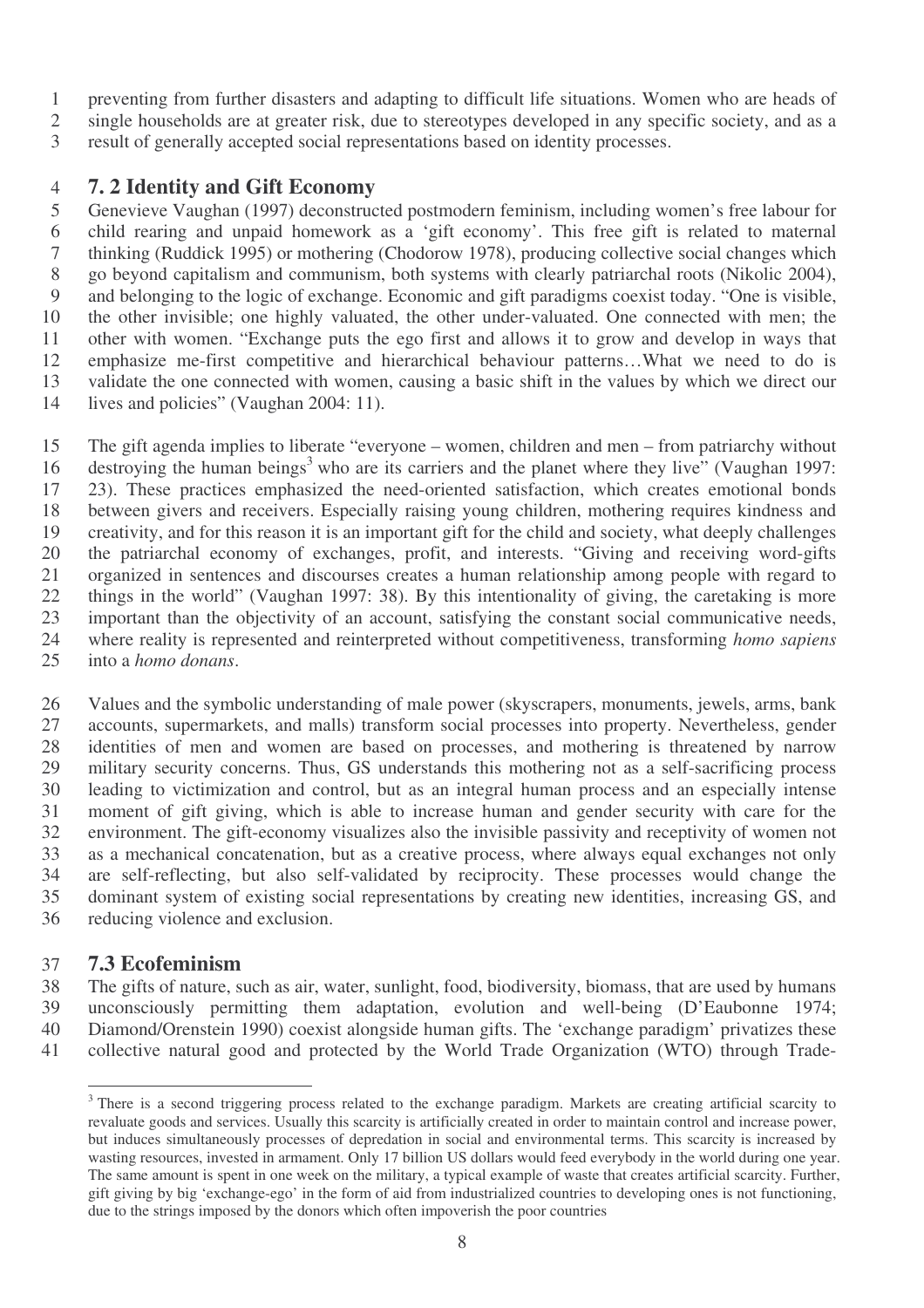preventing from further disasters and adapting to difficult life situations. Women who are heads of single households are at greater risk, due to stereotypes developed in any specific society, and as a result of generally accepted social representations based on identity processes.

## 7. 2 Identity and Gift Economy

Genevieve Vaughan (1997) deconstructed postmodern feminism, including women's free labour for child rearing and unpaid homework as a 'gift economy'. This free gift is related to maternal thinking (Ruddick 1995) or mothering (Chodorow 1978), producing collective social changes which go beyond capitalism and communism, both systems with clearly patriarchal roots (Nikolic 2004), and belonging to the logic of exchange. Economic and gift paradigms coexist today. "One is visible, the other invisible; one highly valuated, the other under-valuated. One connected with men; the other with women. "Exchange puts the ego first and allows it to grow and develop in ways that emphasize me-first competitive and hierarchical behaviour patterns…What we need to do is validate the one connected with women, causing a basic shift in the values by which we direct our lives and policies" (Vaughan 2004: 11).

The gift agenda implies to liberate "everyone – women, children and men – from patriarchy without destroying the human beings[3] who are its carriers and the planet where they live" (Vaughan 1997: 23). These practices emphasized the need-oriented satisfaction, which creates emotional bonds between givers and receivers. Especially raising young children, mothering requires kindness and creativity, and for this reason it is an important gift for the child and society, what deeply challenges the patriarchal economy of exchanges, profit, and interests. "Giving and receiving word-gifts organized in sentences and discourses creates a human relationship among people with regard to things in the world" (Vaughan 1997: 38). By this intentionality of giving, the caretaking is more important than the objectivity of an account, satisfying the constant social communicative needs, where reality is represented and reinterpreted without competitiveness, transforming *homo sapiens* into a *homo donans*.

Values and the symbolic understanding of male power (skyscrapers, monuments, jewels, arms, bank accounts, supermarkets, and malls) transform social processes into property. Nevertheless, gender identities of men and women are based on processes, and mothering is threatened by narrow military security concerns. Thus, GS understands this mothering not as a self-sacrificing process leading to victimization and control, but as an integral human process and an especially intense moment of gift giving, which is able to increase human and gender security with care for the environment. The gift-economy visualizes also the invisible passivity and receptivity of women not as a mechanical concatenation, but as a creative process, where always equal exchanges not only are self-reflecting, but also self-validated by reciprocity. These processes would change the dominant system of existing social representations by creating new identities, increasing GS, and reducing violence and exclusion.

## 7.3 Ecofeminism

The gifts of nature, such as air, water, sunlight, food, biodiversity, biomass, that are used by humans unconsciously permitting them adaptation, evolution and well-being (D'Eaubonne 1974; Diamond/Orenstein 1990) coexist alongside human gifts. The 'exchange paradigm' privatizes these collective natural good and protected by the World Trade Organization (WTO) through Trade-

---

[3] There is a second triggering process related to the exchange paradigm. Markets are creating artificial scarcity to revaluate goods and services. Usually this scarcity is artificially created in order to maintain control and increase power, but induces simultaneously processes of depredation in social and environmental terms. This scarcity is increased by wasting resources, invested in armament. Only 17 billion US dollars would feed everybody in the world during one year. The same amount is spent in one week on the military, a typical example of waste that creates artificial scarcity. Further, gift giving by big 'exchange-ego' in the form of aid from industrialized countries to developing ones is not functioning, due to the strings imposed by the donors which often impoverish the poor countries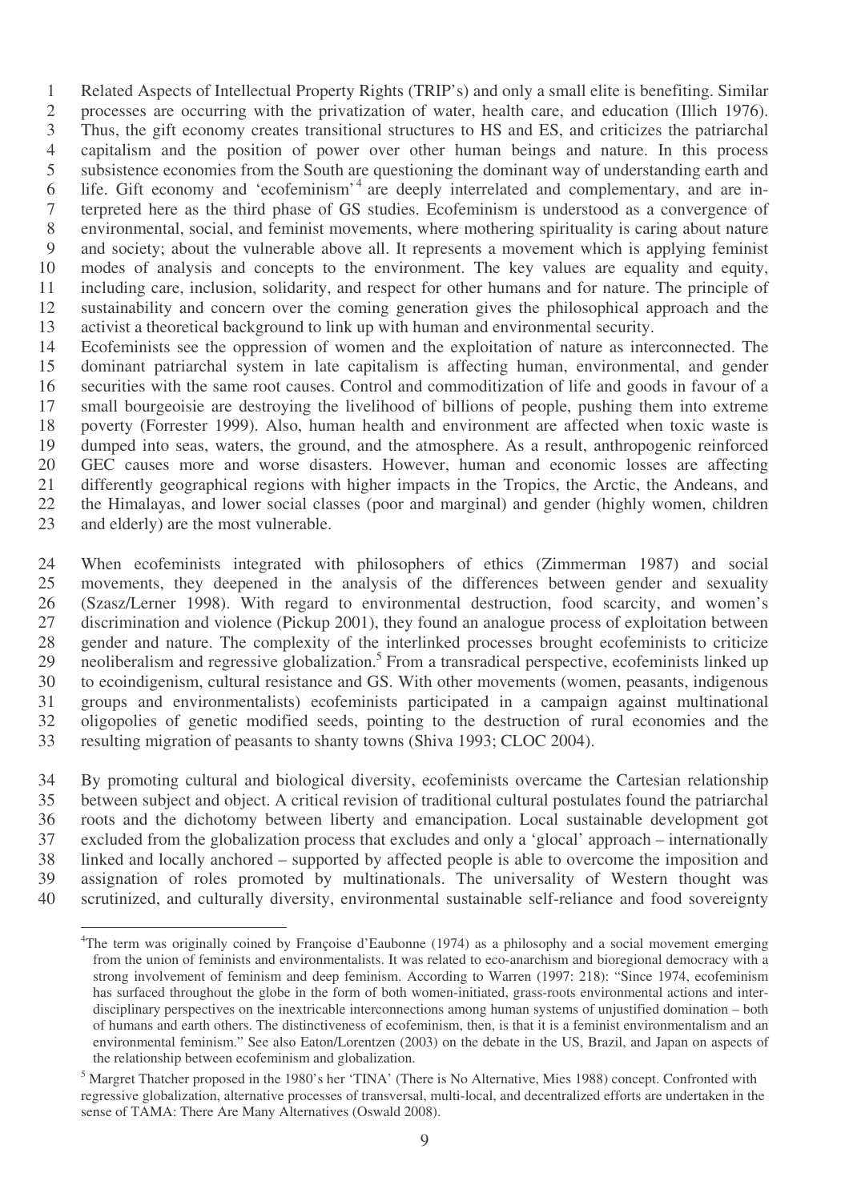Related Aspects of Intellectual Property Rights (TRIP's) and only a small elite is benefiting. Similar processes are occurring with the privatization of water, health care, and education (Illich 1976). Thus, the gift economy creates transitional structures to HS and ES, and criticizes the patriarchal capitalism and the position of power over other human beings and nature. In this process subsistence economies from the South are questioning the dominant way of understanding earth and life. Gift economy and 'ecofeminism'[4] are deeply interrelated and complementary, and are interpreted here as the third phase of GS studies. Ecofeminism is understood as a convergence of environmental, social, and feminist movements, where mothering spirituality is caring about nature and society; about the vulnerable above all. It represents a movement which is applying feminist modes of analysis and concepts to the environment. The key values are equality and equity, including care, inclusion, solidarity, and respect for other humans and for nature. The principle of sustainability and concern over the coming generation gives the philosophical approach and the activist a theoretical background to link up with human and environmental security.
Ecofeminists see the oppression of women and the exploitation of nature as interconnected. The dominant patriarchal system in late capitalism is affecting human, environmental, and gender securities with the same root causes. Control and commoditization of life and goods in favour of a small bourgeoisie are destroying the livelihood of billions of people, pushing them into extreme poverty (Forrester 1999). Also, human health and environment are affected when toxic waste is dumped into seas, waters, the ground, and the atmosphere. As a result, anthropogenic reinforced GEC causes more and worse disasters. However, human and economic losses are affecting differently geographical regions with higher impacts in the Tropics, the Arctic, the Andeans, and the Himalayas, and lower social classes (poor and marginal) and gender (highly women, children and elderly) are the most vulnerable.

When ecofeminists integrated with philosophers of ethics (Zimmerman 1987) and social movements, they deepened in the analysis of the differences between gender and sexuality (Szasz/Lerner 1998). With regard to environmental destruction, food scarcity, and women's discrimination and violence (Pickup 2001), they found an analogue process of exploitation between gender and nature. The complexity of the interlinked processes brought ecofeminists to criticize neoliberalism and regressive globalization.[5] From a transradical perspective, ecofeminists linked up to ecoindigenism, cultural resistance and GS. With other movements (women, peasants, indigenous groups and environmentalists) ecofeminists participated in a campaign against multinational oligopolies of genetic modified seeds, pointing to the destruction of rural economies and the resulting migration of peasants to shanty towns (Shiva 1993; CLOC 2004).

By promoting cultural and biological diversity, ecofeminists overcame the Cartesian relationship between subject and object. A critical revision of traditional cultural postulates found the patriarchal roots and the dichotomy between liberty and emancipation. Local sustainable development got excluded from the globalization process that excludes and only a 'glocal' approach – internationally linked and locally anchored – supported by affected people is able to overcome the imposition and assignation of roles promoted by multinationals. The universality of Western thought was scrutinized, and culturally diversity, environmental sustainable self-reliance and food sovereignty

[4]The term was originally coined by Françoise d'Eaubonne (1974) as a philosophy and a social movement emerging from the union of feminists and environmentalists. It was related to eco-anarchism and bioregional democracy with a strong involvement of feminism and deep feminism. According to Warren (1997: 218): "Since 1974, ecofeminism has surfaced throughout the globe in the form of both women-initiated, grass-roots environmental actions and inter-disciplinary perspectives on the inextricable interconnections among human systems of unjustified domination – both of humans and earth others. The distinctiveness of ecofeminism, then, is that it is a feminist environmentalism and an environmental feminism." See also Eaton/Lorentzen (2003) on the debate in the US, Brazil, and Japan on aspects of the relationship between ecofeminism and globalization.

[5] Margret Thatcher proposed in the 1980's her 'TINA' (There is No Alternative, Mies 1988) concept. Confronted with regressive globalization, alternative processes of transversal, multi-local, and decentralized efforts are undertaken in the sense of TAMA: There Are Many Alternatives (Oswald 2008).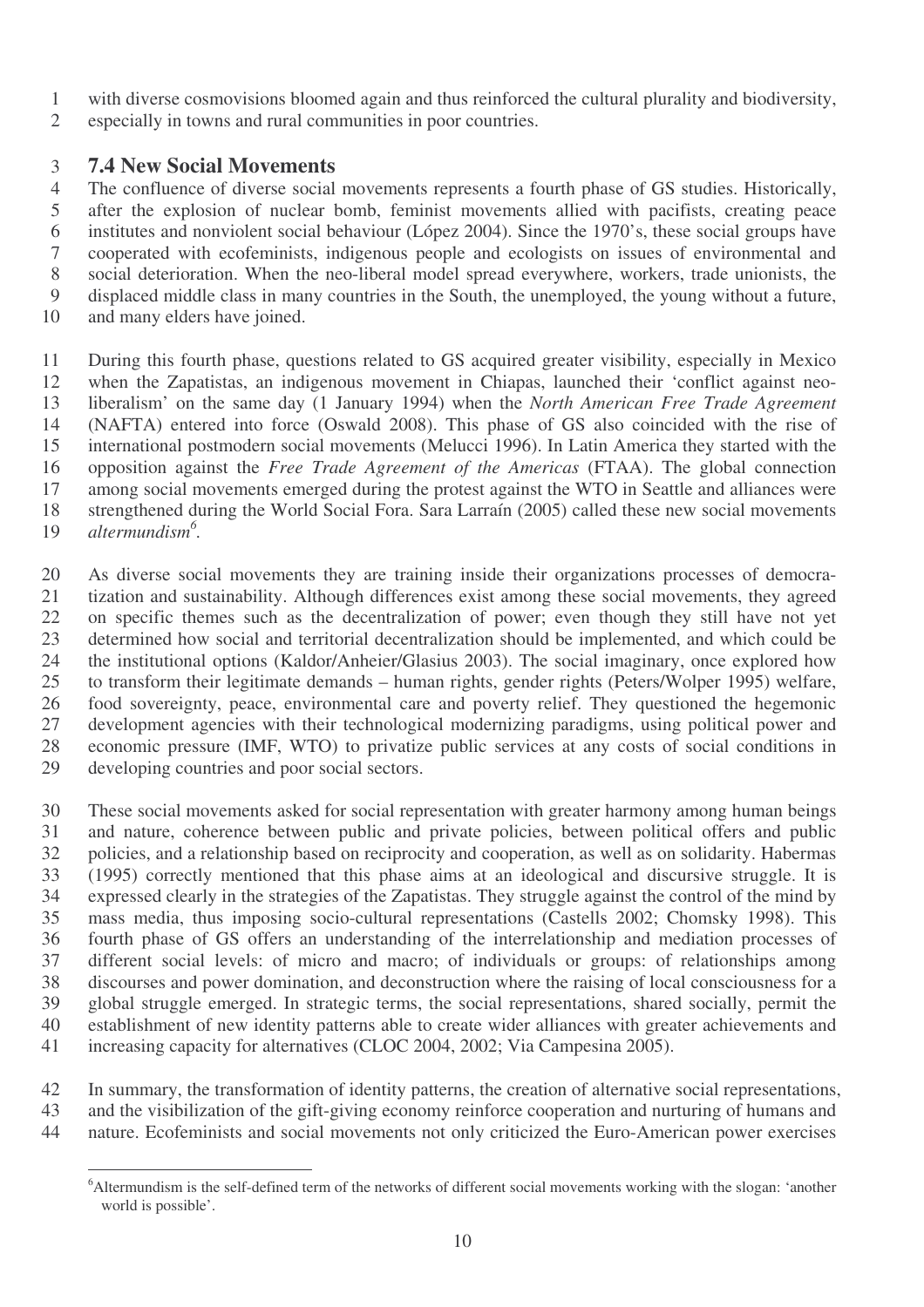with diverse cosmovisions bloomed again and thus reinforced the cultural plurality and biodiversity, especially in towns and rural communities in poor countries.

## 7.4 New Social Movements

The confluence of diverse social movements represents a fourth phase of GS studies. Historically, after the explosion of nuclear bomb, feminist movements allied with pacifists, creating peace institutes and nonviolent social behaviour (López 2004). Since the 1970's, these social groups have cooperated with ecofeminists, indigenous people and ecologists on issues of environmental and social deterioration. When the neo-liberal model spread everywhere, workers, trade unionists, the displaced middle class in many countries in the South, the unemployed, the young without a future, and many elders have joined.

During this fourth phase, questions related to GS acquired greater visibility, especially in Mexico when the Zapatistas, an indigenous movement in Chiapas, launched their 'conflict against neo-liberalism' on the same day (1 January 1994) when the *North American Free Trade Agreement* (NAFTA) entered into force (Oswald 2008). This phase of GS also coincided with the rise of international postmodern social movements (Melucci 1996). In Latin America they started with the opposition against the *Free Trade Agreement of the Americas* (FTAA). The global connection among social movements emerged during the protest against the WTO in Seattle and alliances were strengthened during the World Social Fora. Sara Larraín (2005) called these new social movements *altermundism*[6].

As diverse social movements they are training inside their organizations processes of democratization and sustainability. Although differences exist among these social movements, they agreed on specific themes such as the decentralization of power; even though they still have not yet determined how social and territorial decentralization should be implemented, and which could be the institutional options (Kaldor/Anheier/Glasius 2003). The social imaginary, once explored how to transform their legitimate demands – human rights, gender rights (Peters/Wolper 1995) welfare, food sovereignty, peace, environmental care and poverty relief. They questioned the hegemonic development agencies with their technological modernizing paradigms, using political power and economic pressure (IMF, WTO) to privatize public services at any costs of social conditions in developing countries and poor social sectors.

These social movements asked for social representation with greater harmony among human beings and nature, coherence between public and private policies, between political offers and public policies, and a relationship based on reciprocity and cooperation, as well as on solidarity. Habermas (1995) correctly mentioned that this phase aims at an ideological and discursive struggle. It is expressed clearly in the strategies of the Zapatistas. They struggle against the control of the mind by mass media, thus imposing socio-cultural representations (Castells 2002; Chomsky 1998). This fourth phase of GS offers an understanding of the interrelationship and mediation processes of different social levels: of micro and macro; of individuals or groups: of relationships among discourses and power domination, and deconstruction where the raising of local consciousness for a global struggle emerged. In strategic terms, the social representations, shared socially, permit the establishment of new identity patterns able to create wider alliances with greater achievements and increasing capacity for alternatives (CLOC 2004, 2002; Via Campesina 2005).

In summary, the transformation of identity patterns, the creation of alternative social representations, and the visibilization of the gift-giving economy reinforce cooperation and nurturing of humans and nature. Ecofeminists and social movements not only criticized the Euro-American power exercises

[6] Altermundism is the self-defined term of the networks of different social movements working with the slogan: 'another world is possible'.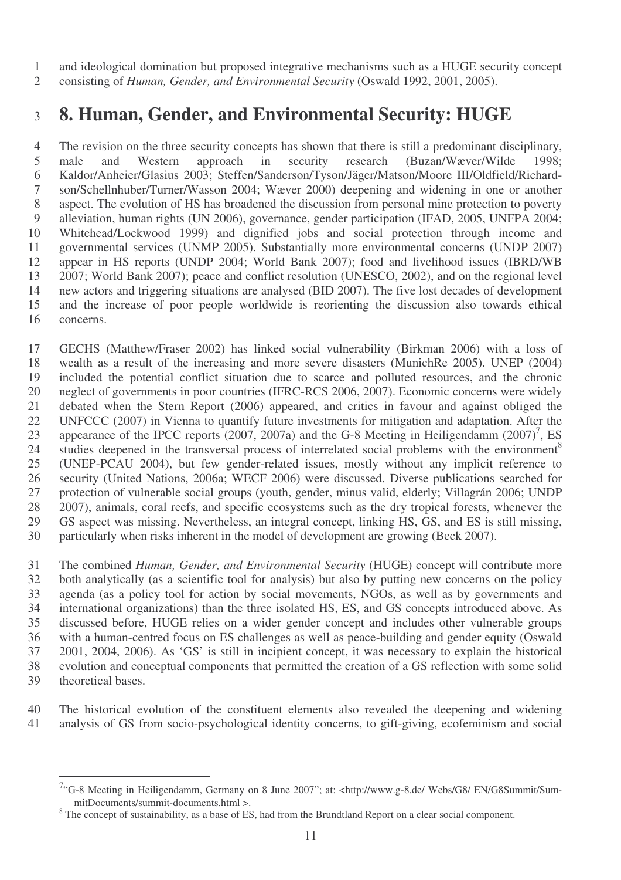and ideological domination but proposed integrative mechanisms such as a HUGE security concept consisting of *Human, Gender, and Environmental Security* (Oswald 1992, 2001, 2005).

# 8. Human, Gender, and Environmental Security: HUGE

The revision on the three security concepts has shown that there is still a predominant disciplinary, male and Western approach in security research (Buzan/Wæver/Wilde 1998; Kaldor/Anheier/Glasius 2003; Steffen/Sanderson/Tyson/Jäger/Matson/Moore III/Oldfield/Richardson/Schellnhuber/Turner/Wasson 2004; Wæver 2000) deepening and widening in one or another aspect. The evolution of HS has broadened the discussion from personal mine protection to poverty alleviation, human rights (UN 2006), governance, gender participation (IFAD, 2005, UNFPA 2004; Whitehead/Lockwood 1999) and dignified jobs and social protection through income and governmental services (UNMP 2005). Substantially more environmental concerns (UNDP 2007) appear in HS reports (UNDP 2004; World Bank 2007); food and livelihood issues (IBRD/WB 2007; World Bank 2007); peace and conflict resolution (UNESCO, 2002), and on the regional level new actors and triggering situations are analysed (BID 2007). The five lost decades of development and the increase of poor people worldwide is reorienting the discussion also towards ethical concerns.

GECHS (Matthew/Fraser 2002) has linked social vulnerability (Birkman 2006) with a loss of wealth as a result of the increasing and more severe disasters (MunichRe 2005). UNEP (2004) included the potential conflict situation due to scarce and polluted resources, and the chronic neglect of governments in poor countries (IFRC-RCS 2006, 2007). Economic concerns were widely debated when the Stern Report (2006) appeared, and critics in favour and against obliged the UNFCCC (2007) in Vienna to quantify future investments for mitigation and adaptation. After the appearance of the IPCC reports (2007, 2007a) and the G-8 Meeting in Heiligendamm (2007)[7], ES studies deepened in the transversal process of interrelated social problems with the environment[8] (UNEP-PCAU 2004), but few gender-related issues, mostly without any implicit reference to security (United Nations, 2006a; WECF 2006) were discussed. Diverse publications searched for protection of vulnerable social groups (youth, gender, minus valid, elderly; Villagrán 2006; UNDP 2007), animals, coral reefs, and specific ecosystems such as the dry tropical forests, whenever the GS aspect was missing. Nevertheless, an integral concept, linking HS, GS, and ES is still missing, particularly when risks inherent in the model of development are growing (Beck 2007).

The combined *Human, Gender, and Environmental Security* (HUGE) concept will contribute more both analytically (as a scientific tool for analysis) but also by putting new concerns on the policy agenda (as a policy tool for action by social movements, NGOs, as well as by governments and international organizations) than the three isolated HS, ES, and GS concepts introduced above. As discussed before, HUGE relies on a wider gender concept and includes other vulnerable groups with a human-centred focus on ES challenges as well as peace-building and gender equity (Oswald 2001, 2004, 2006). As 'GS' is still in incipient concept, it was necessary to explain the historical evolution and conceptual components that permitted the creation of a GS reflection with some solid theoretical bases.

The historical evolution of the constituent elements also revealed the deepening and widening analysis of GS from socio-psychological identity concerns, to gift-giving, ecofeminism and social

---

[7] "G-8 Meeting in Heiligendamm, Germany on 8 June 2007"; at: <http://www.g-8.de/ Webs/G8/ EN/G8Summit/SummitDocuments/summit-documents.html >.

[8] The concept of sustainability, as a base of ES, had from the Brundtland Report on a clear social component.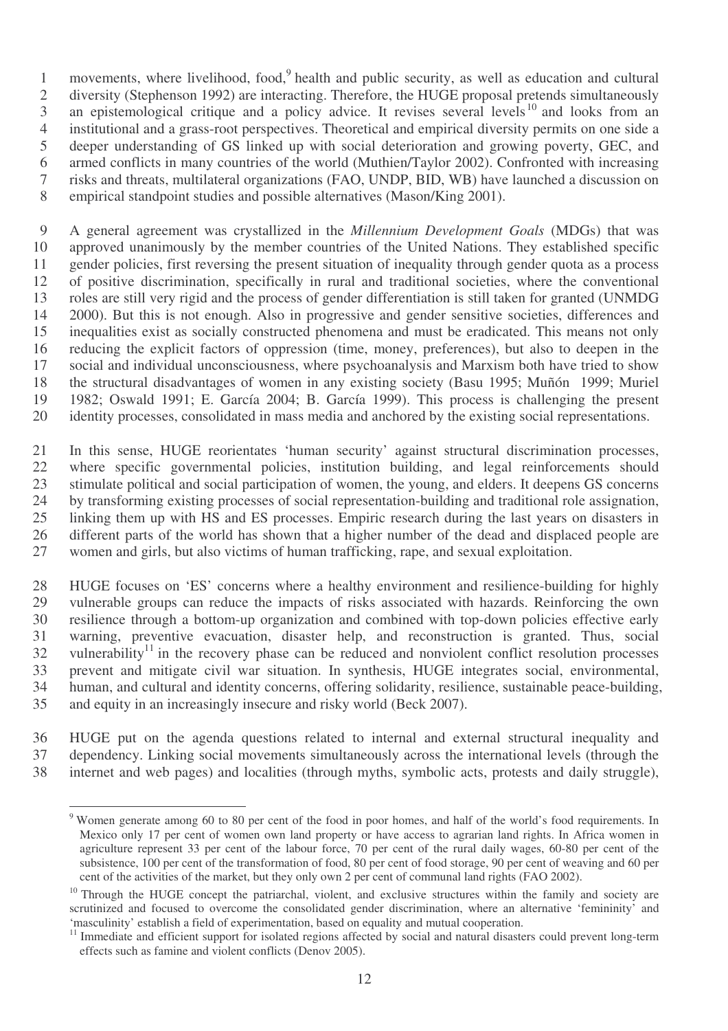movements, where livelihood, food,[9] health and public security, as well as education and cultural diversity (Stephenson 1992) are interacting. Therefore, the HUGE proposal pretends simultaneously an epistemological critique and a policy advice. It revises several levels[10] and looks from an institutional and a grass-root perspectives. Theoretical and empirical diversity permits on one side a deeper understanding of GS linked up with social deterioration and growing poverty, GEC, and armed conflicts in many countries of the world (Muthien/Taylor 2002). Confronted with increasing risks and threats, multilateral organizations (FAO, UNDP, BID, WB) have launched a discussion on empirical standpoint studies and possible alternatives (Mason/King 2001).

A general agreement was crystallized in the *Millennium Development Goals* (MDGs) that was approved unanimously by the member countries of the United Nations. They established specific gender policies, first reversing the present situation of inequality through gender quota as a process of positive discrimination, specifically in rural and traditional societies, where the conventional roles are still very rigid and the process of gender differentiation is still taken for granted (UNMDG 2000). But this is not enough. Also in progressive and gender sensitive societies, differences and inequalities exist as socially constructed phenomena and must be eradicated. This means not only reducing the explicit factors of oppression (time, money, preferences), but also to deepen in the social and individual unconsciousness, where psychoanalysis and Marxism both have tried to show the structural disadvantages of women in any existing society (Basu 1995; Muñón 1999; Muriel 1982; Oswald 1991; E. García 2004; B. García 1999). This process is challenging the present identity processes, consolidated in mass media and anchored by the existing social representations.

In this sense, HUGE reorientates 'human security' against structural discrimination processes, where specific governmental policies, institution building, and legal reinforcements should stimulate political and social participation of women, the young, and elders. It deepens GS concerns by transforming existing processes of social representation-building and traditional role assignation, linking them up with HS and ES processes. Empiric research during the last years on disasters in different parts of the world has shown that a higher number of the dead and displaced people are women and girls, but also victims of human trafficking, rape, and sexual exploitation.

HUGE focuses on 'ES' concerns where a healthy environment and resilience-building for highly vulnerable groups can reduce the impacts of risks associated with hazards. Reinforcing the own resilience through a bottom-up organization and combined with top-down policies effective early warning, preventive evacuation, disaster help, and reconstruction is granted. Thus, social vulnerability[11] in the recovery phase can be reduced and nonviolent conflict resolution processes prevent and mitigate civil war situation. In synthesis, HUGE integrates social, environmental, human, and cultural and identity concerns, offering solidarity, resilience, sustainable peace-building, and equity in an increasingly insecure and risky world (Beck 2007).

HUGE put on the agenda questions related to internal and external structural inequality and dependency. Linking social movements simultaneously across the international levels (through the internet and web pages) and localities (through myths, symbolic acts, protests and daily struggle),

---

[9] Women generate among 60 to 80 per cent of the food in poor homes, and half of the world's food requirements. In Mexico only 17 per cent of women own land property or have access to agrarian land rights. In Africa women in agriculture represent 33 per cent of the labour force, 70 per cent of the rural daily wages, 60-80 per cent of the subsistence, 100 per cent of the transformation of food, 80 per cent of food storage, 90 per cent of weaving and 60 per cent of the activities of the market, but they only own 2 per cent of communal land rights (FAO 2002).

[10] Through the HUGE concept the patriarchal, violent, and exclusive structures within the family and society are scrutinized and focused to overcome the consolidated gender discrimination, where an alternative 'femininity' and 'masculinity' establish a field of experimentation, based on equality and mutual cooperation.

[11] Immediate and efficient support for isolated regions affected by social and natural disasters could prevent long-term effects such as famine and violent conflicts (Denov 2005).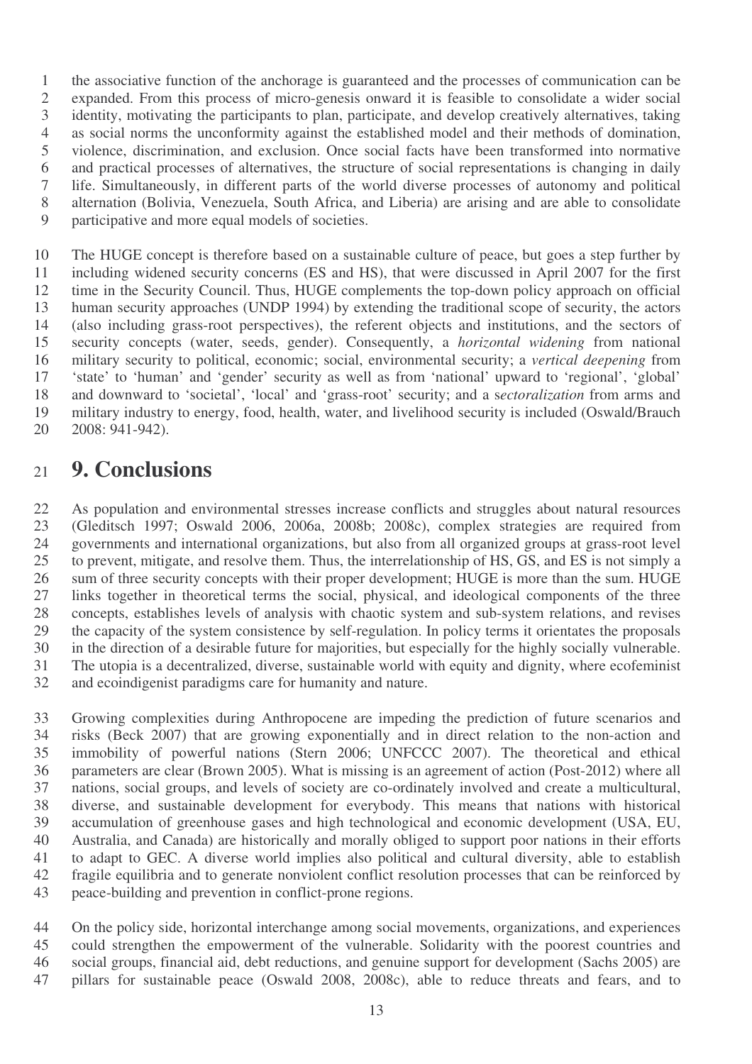the associative function of the anchorage is guaranteed and the processes of communication can be expanded. From this process of micro-genesis onward it is feasible to consolidate a wider social identity, motivating the participants to plan, participate, and develop creatively alternatives, taking as social norms the unconformity against the established model and their methods of domination, violence, discrimination, and exclusion. Once social facts have been transformed into normative and practical processes of alternatives, the structure of social representations is changing in daily life. Simultaneously, in different parts of the world diverse processes of autonomy and political alternation (Bolivia, Venezuela, South Africa, and Liberia) are arising and are able to consolidate participative and more equal models of societies.

The HUGE concept is therefore based on a sustainable culture of peace, but goes a step further by including widened security concerns (ES and HS), that were discussed in April 2007 for the first time in the Security Council. Thus, HUGE complements the top-down policy approach on official human security approaches (UNDP 1994) by extending the traditional scope of security, the actors (also including grass-root perspectives), the referent objects and institutions, and the sectors of security concepts (water, seeds, gender). Consequently, a *horizontal widening* from national military security to political, economic; social, environmental security; a *vertical deepening* from 'state' to 'human' and 'gender' security as well as from 'national' upward to 'regional', 'global' and downward to 'societal', 'local' and 'grass-root' security; and a s*ectoralization* from arms and military industry to energy, food, health, water, and livelihood security is included (Oswald/Brauch 2008: 941-942).

# 9. Conclusions

As population and environmental stresses increase conflicts and struggles about natural resources (Gleditsch 1997; Oswald 2006, 2006a, 2008b; 2008c), complex strategies are required from governments and international organizations, but also from all organized groups at grass-root level to prevent, mitigate, and resolve them. Thus, the interrelationship of HS, GS, and ES is not simply a sum of three security concepts with their proper development; HUGE is more than the sum. HUGE links together in theoretical terms the social, physical, and ideological components of the three concepts, establishes levels of analysis with chaotic system and sub-system relations, and revises the capacity of the system consistence by self-regulation. In policy terms it orientates the proposals in the direction of a desirable future for majorities, but especially for the highly socially vulnerable. The utopia is a decentralized, diverse, sustainable world with equity and dignity, where ecofeminist and ecoindigenist paradigms care for humanity and nature.

Growing complexities during Anthropocene are impeding the prediction of future scenarios and risks (Beck 2007) that are growing exponentially and in direct relation to the non-action and immobility of powerful nations (Stern 2006; UNFCCC 2007). The theoretical and ethical parameters are clear (Brown 2005). What is missing is an agreement of action (Post-2012) where all nations, social groups, and levels of society are co-ordinately involved and create a multicultural, diverse, and sustainable development for everybody. This means that nations with historical accumulation of greenhouse gases and high technological and economic development (USA, EU, Australia, and Canada) are historically and morally obliged to support poor nations in their efforts to adapt to GEC. A diverse world implies also political and cultural diversity, able to establish fragile equilibria and to generate nonviolent conflict resolution processes that can be reinforced by peace-building and prevention in conflict-prone regions.

On the policy side, horizontal interchange among social movements, organizations, and experiences could strengthen the empowerment of the vulnerable. Solidarity with the poorest countries and social groups, financial aid, debt reductions, and genuine support for development (Sachs 2005) are pillars for sustainable peace (Oswald 2008, 2008c), able to reduce threats and fears, and to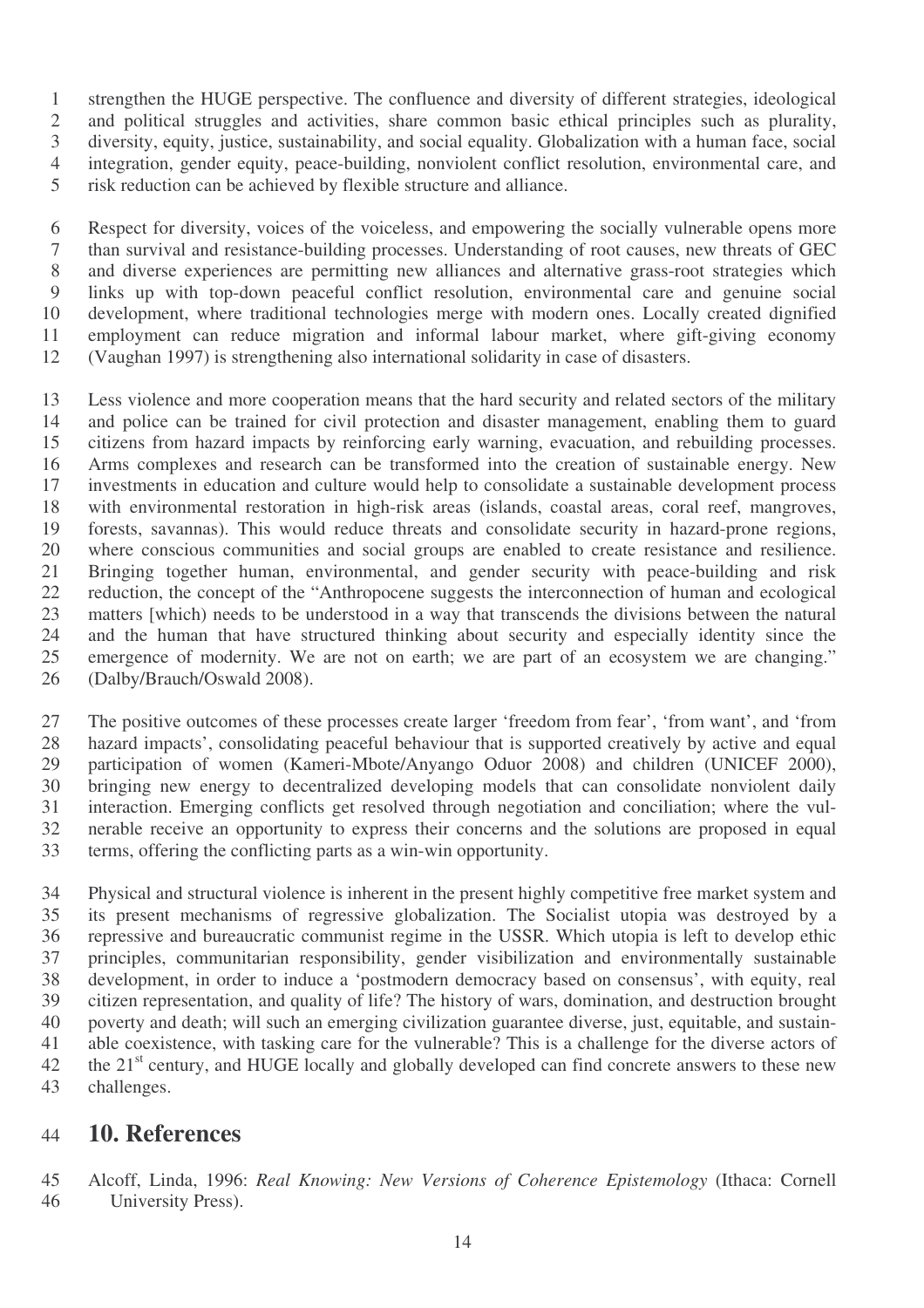strengthen the HUGE perspective. The confluence and diversity of different strategies, ideological and political struggles and activities, share common basic ethical principles such as plurality, diversity, equity, justice, sustainability, and social equality. Globalization with a human face, social integration, gender equity, peace-building, nonviolent conflict resolution, environmental care, and risk reduction can be achieved by flexible structure and alliance.

Respect for diversity, voices of the voiceless, and empowering the socially vulnerable opens more than survival and resistance-building processes. Understanding of root causes, new threats of GEC and diverse experiences are permitting new alliances and alternative grass-root strategies which links up with top-down peaceful conflict resolution, environmental care and genuine social development, where traditional technologies merge with modern ones. Locally created dignified employment can reduce migration and informal labour market, where gift-giving economy (Vaughan 1997) is strengthening also international solidarity in case of disasters.

Less violence and more cooperation means that the hard security and related sectors of the military and police can be trained for civil protection and disaster management, enabling them to guard citizens from hazard impacts by reinforcing early warning, evacuation, and rebuilding processes. Arms complexes and research can be transformed into the creation of sustainable energy. New investments in education and culture would help to consolidate a sustainable development process with environmental restoration in high-risk areas (islands, coastal areas, coral reef, mangroves, forests, savannas). This would reduce threats and consolidate security in hazard-prone regions, where conscious communities and social groups are enabled to create resistance and resilience. Bringing together human, environmental, and gender security with peace-building and risk reduction, the concept of the "Anthropocene suggests the interconnection of human and ecological matters [which] needs to be understood in a way that transcends the divisions between the natural and the human that have structured thinking about security and especially identity since the emergence of modernity. We are not on earth; we are part of an ecosystem we are changing." (Dalby/Brauch/Oswald 2008).

The positive outcomes of these processes create larger 'freedom from fear', 'from want', and 'from hazard impacts', consolidating peaceful behaviour that is supported creatively by active and equal participation of women (Kameri-Mbote/Anyango Oduor 2008) and children (UNICEF 2000), bringing new energy to decentralized developing models that can consolidate nonviolent daily interaction. Emerging conflicts get resolved through negotiation and conciliation; where the vulnerable receive an opportunity to express their concerns and the solutions are proposed in equal terms, offering the conflicting parts as a win-win opportunity.

Physical and structural violence is inherent in the present highly competitive free market system and its present mechanisms of regressive globalization. The Socialist utopia was destroyed by a repressive and bureaucratic communist regime in the USSR. Which utopia is left to develop ethic principles, communitarian responsibility, gender visibilization and environmentally sustainable development, in order to induce a 'postmodern democracy based on consensus', with equity, real citizen representation, and quality of life? The history of wars, domination, and destruction brought poverty and death; will such an emerging civilization guarantee diverse, just, equitable, and sustainable coexistence, with tasking care for the vulnerable? This is a challenge for the diverse actors of the 21st century, and HUGE locally and globally developed can find concrete answers to these new challenges.

## 10. References

Alcoff, Linda, 1996: *Real Knowing: New Versions of Coherence Epistemology* (Ithaca: Cornell University Press).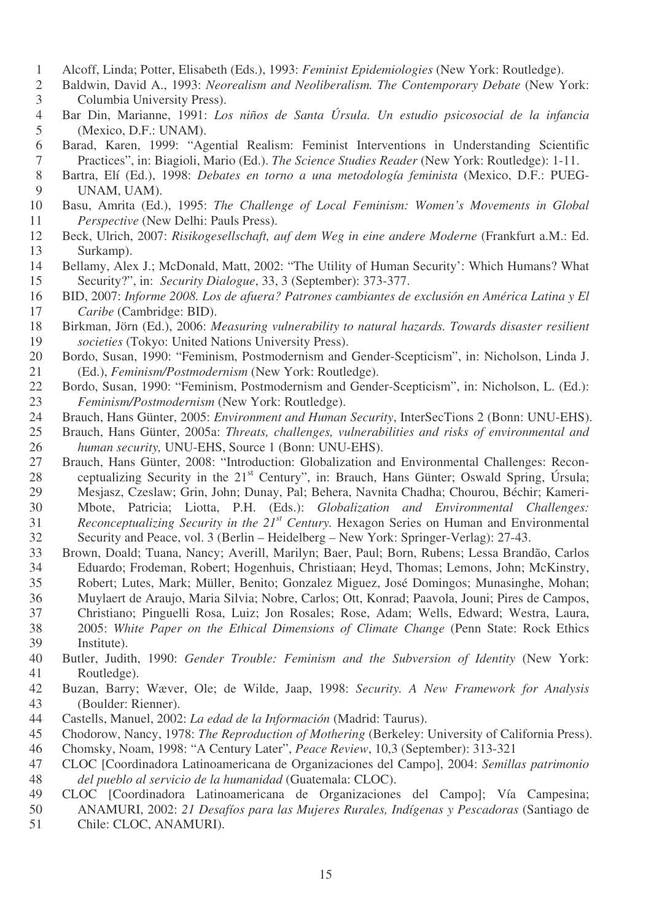Alcoff, Linda; Potter, Elisabeth (Eds.), 1993: *Feminist Epidemiologies* (New York: Routledge).

Baldwin, David A., 1993: *Neorealism and Neoliberalism. The Contemporary Debate* (New York: Columbia University Press).

Bar Din, Marianne, 1991: *Los niños de Santa Úrsula. Un estudio psicosocial de la infancia* (Mexico, D.F.: UNAM).

Barad, Karen, 1999: "Agential Realism: Feminist Interventions in Understanding Scientific Practices", in: Biagioli, Mario (Ed.). *The Science Studies Reader* (New York: Routledge): 1-11.

Bartra, Elí (Ed.), 1998: *Debates en torno a una metodología feminista* (Mexico, D.F.: PUEG-UNAM, UAM).

Basu, Amrita (Ed.), 1995: *The Challenge of Local Feminism: Women's Movements in Global Perspective* (New Delhi: Pauls Press).

Beck, Ulrich, 2007: *Risikogesellschaft, auf dem Weg in eine andere Moderne* (Frankfurt a.M.: Ed. Surkamp).

Bellamy, Alex J.; McDonald, Matt, 2002: "The Utility of Human Security': Which Humans? What Security?", in: *Security Dialogue*, 33, 3 (September): 373-377.

BID, 2007: *Informe 2008. Los de afuera? Patrones cambiantes de exclusión en América Latina y El Caribe* (Cambridge: BID).

Birkman, Jörn (Ed.), 2006: *Measuring vulnerability to natural hazards. Towards disaster resilient societies* (Tokyo: United Nations University Press).

Bordo, Susan, 1990: "Feminism, Postmodernism and Gender-Scepticism", in: Nicholson, Linda J. (Ed.), *Feminism/Postmodernism* (New York: Routledge).

Bordo, Susan, 1990: "Feminism, Postmodernism and Gender-Scepticism", in: Nicholson, L. (Ed.): *Feminism/Postmodernism* (New York: Routledge).

Brauch, Hans Günter, 2005: *Environment and Human Security*, InterSecTions 2 (Bonn: UNU-EHS).

Brauch, Hans Günter, 2005a: *Threats, challenges, vulnerabilities and risks of environmental and human security,* UNU-EHS, Source 1 (Bonn: UNU-EHS).

Brauch, Hans Günter, 2008: "Introduction: Globalization and Environmental Challenges: Reconceptualizing Security in the 21st Century", in: Brauch, Hans Günter; Oswald Spring, Úrsula; Mesjasz, Czeslaw; Grin, John; Dunay, Pal; Behera, Navnita Chadha; Chourou, Béchir; Kameri-Mbote, Patricia; Liotta, P.H. (Eds.): *Globalization and Environmental Challenges: Reconceptualizing Security in the 21st Century.* Hexagon Series on Human and Environmental Security and Peace, vol. 3 (Berlin – Heidelberg – New York: Springer-Verlag): 27-43.

Brown, Doald; Tuana, Nancy; Averill, Marilyn; Baer, Paul; Born, Rubens; Lessa Brandão, Carlos Eduardo; Frodeman, Robert; Hogenhuis, Christiaan; Heyd, Thomas; Lemons, John; McKinstry, Robert; Lutes, Mark; Müller, Benito; Gonzalez Miguez, José Domingos; Munasinghe, Mohan; Muylaert de Araujo, Maria Silvia; Nobre, Carlos; Ott, Konrad; Paavola, Jouni; Pires de Campos, Christiano; Pinguelli Rosa, Luiz; Jon Rosales; Rose, Adam; Wells, Edward; Westra, Laura, 2005: *White Paper on the Ethical Dimensions of Climate Change* (Penn State: Rock Ethics Institute).

Butler, Judith, 1990: *Gender Trouble: Feminism and the Subversion of Identity* (New York: Routledge).

Buzan, Barry; Wæver, Ole; de Wilde, Jaap, 1998: *Security. A New Framework for Analysis* (Boulder: Rienner).

Castells, Manuel, 2002: *La edad de la Información* (Madrid: Taurus).

Chodorow, Nancy, 1978: *The Reproduction of Mothering* (Berkeley: University of California Press).

Chomsky, Noam, 1998: "A Century Later", *Peace Review*, 10,3 (September): 313-321

CLOC [Coordinadora Latinoamericana de Organizaciones del Campo], 2004: *Semillas patrimonio del pueblo al servicio de la humanidad* (Guatemala: CLOC).

CLOC [Coordinadora Latinoamericana de Organizaciones del Campo]; Vía Campesina; ANAMURI, 2002: *21 Desafíos para las Mujeres Rurales, Indígenas y Pescadoras* (Santiago de Chile: CLOC, ANAMURI).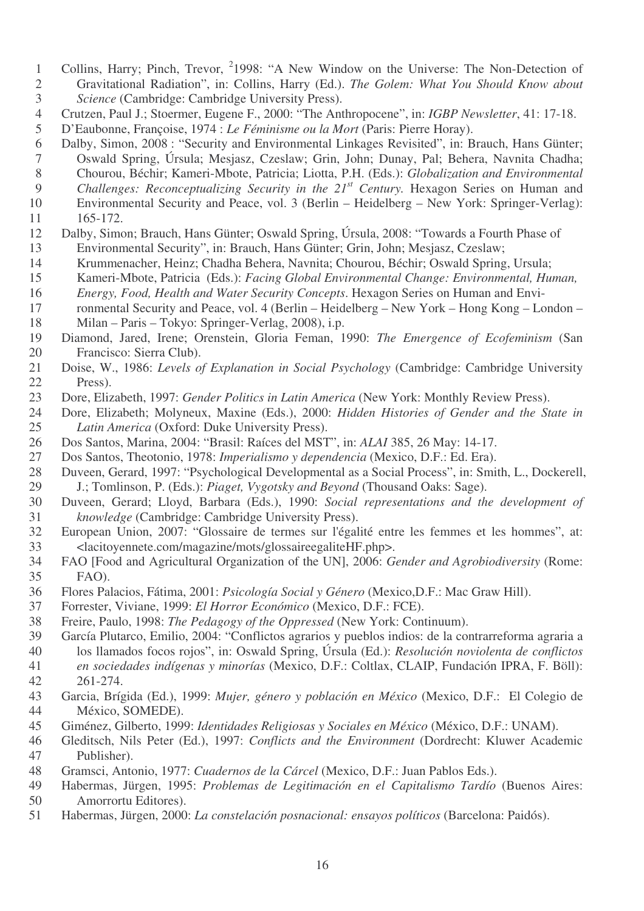Collins, Harry; Pinch, Trevor, [2]1998: "A New Window on the Universe: The Non-Detection of Gravitational Radiation", in: Collins, Harry (Ed.). *The Golem: What You Should Know about Science* (Cambridge: Cambridge University Press).

Crutzen, Paul J.; Stoermer, Eugene F., 2000: "The Anthropocene", in: *IGBP Newsletter*, 41: 17-18.

D'Eaubonne, Françoise, 1974 : *Le Féminisme ou la Mort* (Paris: Pierre Horay).

Dalby, Simon, 2008 : "Security and Environmental Linkages Revisited", in: Brauch, Hans Günter; Oswald Spring, Úrsula; Mesjasz, Czeslaw; Grin, John; Dunay, Pal; Behera, Navnita Chadha; Chourou, Béchir; Kameri-Mbote, Patricia; Liotta, P.H. (Eds.): *Globalization and Environmental Challenges: Reconceptualizing Security in the 21st Century.* Hexagon Series on Human and Environmental Security and Peace, vol. 3 (Berlin – Heidelberg – New York: Springer-Verlag): 165-172.

Dalby, Simon; Brauch, Hans Günter; Oswald Spring, Úrsula, 2008: "Towards a Fourth Phase of Environmental Security", in: Brauch, Hans Günter; Grin, John; Mesjasz, Czeslaw; Krummenacher, Heinz; Chadha Behera, Navnita; Chourou, Béchir; Oswald Spring, Ursula; Kameri-Mbote, Patricia (Eds.): *Facing Global Environmental Change: Environmental, Human, Energy, Food, Health and Water Security Concepts*. Hexagon Series on Human and Environmental Security and Peace, vol. 4 (Berlin – Heidelberg – New York – Hong Kong – London – Milan – Paris – Tokyo: Springer-Verlag, 2008), i.p.

Diamond, Jared, Irene; Orenstein, Gloria Feman, 1990: *The Emergence of Ecofeminism* (San Francisco: Sierra Club).

Doise, W., 1986: *Levels of Explanation in Social Psychology* (Cambridge: Cambridge University Press).

Dore, Elizabeth, 1997: *Gender Politics in Latin America* (New York: Monthly Review Press).

Dore, Elizabeth; Molyneux, Maxine (Eds.), 2000: *Hidden Histories of Gender and the State in Latin America* (Oxford: Duke University Press).

Dos Santos, Marina, 2004: "Brasil: Raíces del MST", in: *ALAI* 385, 26 May: 14-17.

Dos Santos, Theotonio, 1978: *Imperialismo y dependencia* (Mexico, D.F.: Ed. Era).

Duveen, Gerard, 1997: "Psychological Developmental as a Social Process", in: Smith, L., Dockerell, J.; Tomlinson, P. (Eds.): *Piaget, Vygotsky and Beyond* (Thousand Oaks: Sage).

Duveen, Gerard; Lloyd, Barbara (Eds.), 1990: *Social representations and the development of knowledge* (Cambridge: Cambridge University Press).

European Union, 2007: "Glossaire de termes sur l'égalité entre les femmes et les hommes", at: <lacitoyennete.com/magazine/mots/glossaireegaliteHF.php>.

FAO [Food and Agricultural Organization of the UN], 2006: *Gender and Agrobiodiversity* (Rome: FAO).

Flores Palacios, Fátima, 2001: *Psicología Social y Género* (Mexico,D.F.: Mac Graw Hill).

Forrester, Viviane, 1999: *El Horror Económico* (Mexico, D.F.: FCE).

Freire, Paulo, 1998: *The Pedagogy of the Oppressed* (New York: Continuum).

García Plutarco, Emilio, 2004: "Conflictos agrarios y pueblos indios: de la contrarreforma agraria a los llamados focos rojos", in: Oswald Spring, Úrsula (Ed.): *Resolución noviolenta de conflictos en sociedades indígenas y minorías* (Mexico, D.F.: Coltlax, CLAIP, Fundación IPRA, F. Böll): 261-274.

Garcia, Brígida (Ed.), 1999: *Mujer, género y población en México* (Mexico, D.F.: El Colegio de México, SOMEDE).

Giménez, Gilberto, 1999: *Identidades Religiosas y Sociales en México* (México, D.F.: UNAM).

Gleditsch, Nils Peter (Ed.), 1997: *Conflicts and the Environment* (Dordrecht: Kluwer Academic Publisher).

Gramsci, Antonio, 1977: *Cuadernos de la Cárcel* (Mexico, D.F.: Juan Pablos Eds.).

Habermas, Jürgen, 1995: *Problemas de Legitimación en el Capitalismo Tardío* (Buenos Aires: Amorrortu Editores).

Habermas, Jürgen, 2000: *La constelación posnacional: ensayos políticos* (Barcelona: Paidós).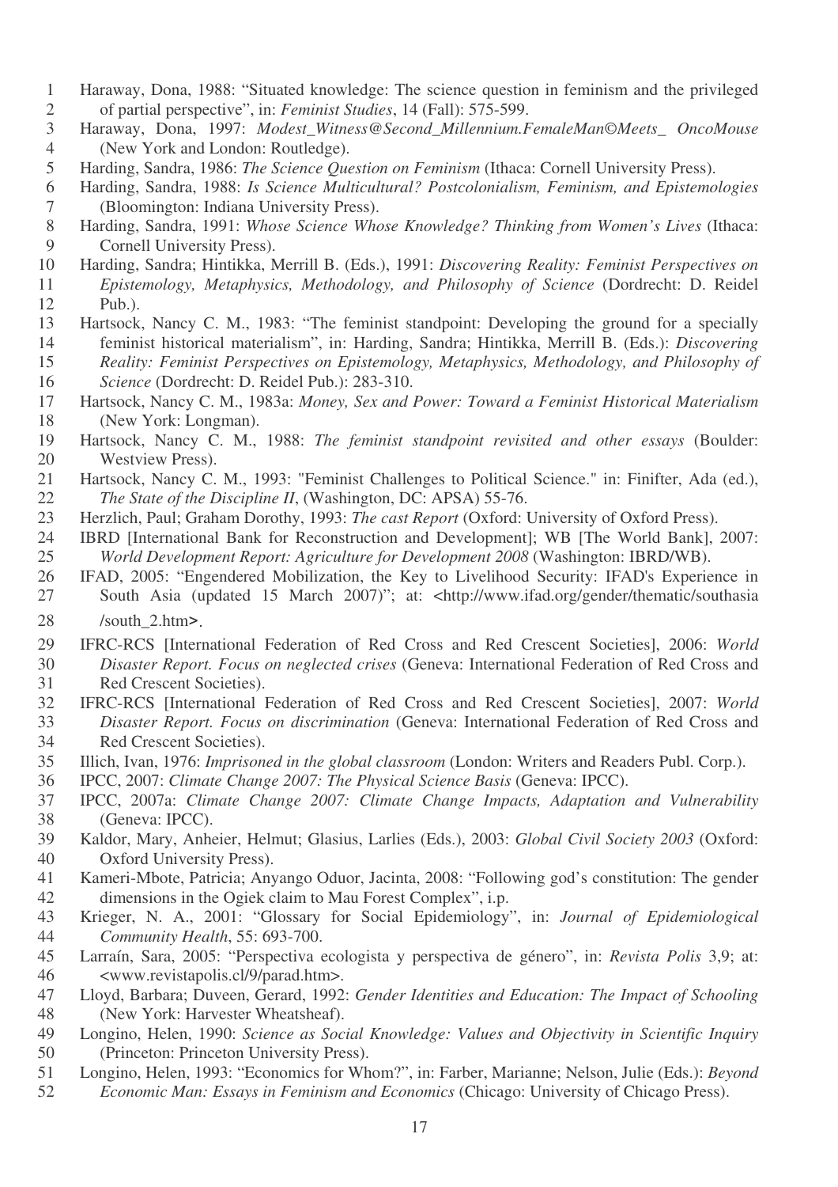Haraway, Dona, 1988: "Situated knowledge: The science question in feminism and the privileged of partial perspective", in: *Feminist Studies*, 14 (Fall): 575-599.

Haraway, Dona, 1997: *Modest_Witness@Second_Millennium.FemaleMan©Meets_ OncoMouse* (New York and London: Routledge).

Harding, Sandra, 1986: *The Science Question on Feminism* (Ithaca: Cornell University Press).

Harding, Sandra, 1988: *Is Science Multicultural? Postcolonialism, Feminism, and Epistemologies* (Bloomington: Indiana University Press).

Harding, Sandra, 1991: *Whose Science Whose Knowledge? Thinking from Women's Lives* (Ithaca: Cornell University Press).

Harding, Sandra; Hintikka, Merrill B. (Eds.), 1991: *Discovering Reality: Feminist Perspectives on Epistemology, Metaphysics, Methodology, and Philosophy of Science* (Dordrecht: D. Reidel Pub.).

Hartsock, Nancy C. M., 1983: "The feminist standpoint: Developing the ground for a specially feminist historical materialism", in: Harding, Sandra; Hintikka, Merrill B. (Eds.): *Discovering Reality: Feminist Perspectives on Epistemology, Metaphysics, Methodology, and Philosophy of Science* (Dordrecht: D. Reidel Pub.): 283-310.

Hartsock, Nancy C. M., 1983a: *Money, Sex and Power: Toward a Feminist Historical Materialism* (New York: Longman).

Hartsock, Nancy C. M., 1988: *The feminist standpoint revisited and other essays* (Boulder: Westview Press).

Hartsock, Nancy C. M., 1993: "Feminist Challenges to Political Science." in: Finifter, Ada (ed.), *The State of the Discipline II*, (Washington, DC: APSA) 55-76.

Herzlich, Paul; Graham Dorothy, 1993: *The cast Report* (Oxford: University of Oxford Press).

IBRD [International Bank for Reconstruction and Development]; WB [The World Bank], 2007: *World Development Report: Agriculture for Development 2008* (Washington: IBRD/WB).

IFAD, 2005: "Engendered Mobilization, the Key to Livelihood Security: IFAD's Experience in South Asia (updated 15 March 2007)"; at: <http://www.ifad.org/gender/thematic/southasia /south_2.htm>.

IFRC-RCS [International Federation of Red Cross and Red Crescent Societies], 2006: *World Disaster Report. Focus on neglected crises* (Geneva: International Federation of Red Cross and Red Crescent Societies).

IFRC-RCS [International Federation of Red Cross and Red Crescent Societies], 2007: *World Disaster Report. Focus on discrimination* (Geneva: International Federation of Red Cross and Red Crescent Societies).

Illich, Ivan, 1976: *Imprisoned in the global classroom* (London: Writers and Readers Publ. Corp.).

IPCC, 2007: *Climate Change 2007: The Physical Science Basis* (Geneva: IPCC).

IPCC, 2007a: *Climate Change 2007: Climate Change Impacts, Adaptation and Vulnerability* (Geneva: IPCC).

Kaldor, Mary, Anheier, Helmut; Glasius, Larlies (Eds.), 2003: *Global Civil Society 2003* (Oxford: Oxford University Press).

Kameri-Mbote, Patricia; Anyango Oduor, Jacinta, 2008: "Following god's constitution: The gender dimensions in the Ogiek claim to Mau Forest Complex", i.p.

Krieger, N. A., 2001: "Glossary for Social Epidemiology", in: *Journal of Epidemiological Community Health*, 55: 693-700.

Larraín, Sara, 2005: "Perspectiva ecologista y perspectiva de género", in: *Revista Polis* 3,9; at: <www.revistapolis.cl/9/parad.htm>.

Lloyd, Barbara; Duveen, Gerard, 1992: *Gender Identities and Education: The Impact of Schooling* (New York: Harvester Wheatsheaf).

Longino, Helen, 1990: *Science as Social Knowledge: Values and Objectivity in Scientific Inquiry* (Princeton: Princeton University Press).

Longino, Helen, 1993: "Economics for Whom?", in: Farber, Marianne; Nelson, Julie (Eds.): *Beyond Economic Man: Essays in Feminism and Economics* (Chicago: University of Chicago Press).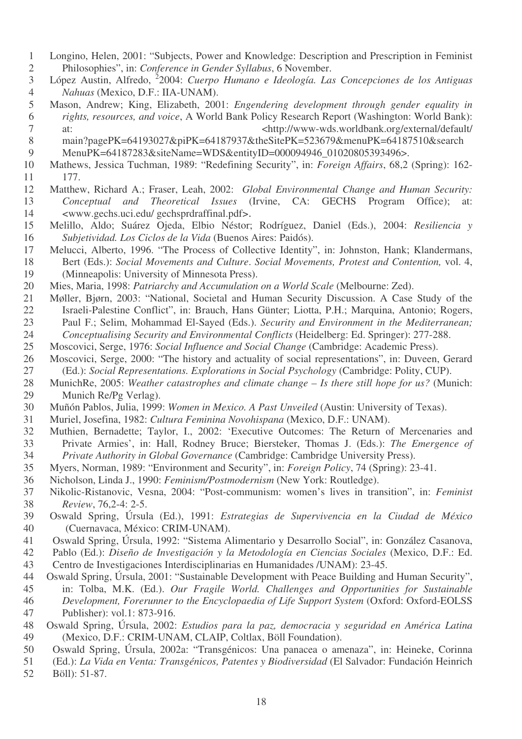Longino, Helen, 2001: "Subjects, Power and Knowledge: Description and Prescription in Feminist Philosophies", in: *Conference in Gender Syllabus*, 6 November.

López Austin, Alfredo, [2]2004: *Cuerpo Humano e Ideología. Las Concepciones de los Antiguas Nahuas* (Mexico, D.F.: IIA-UNAM).

Mason, Andrew; King, Elizabeth, 2001: *Engendering development through gender equality in rights, resources, and voice*, A World Bank Policy Research Report (Washington: World Bank): at: <http://www-wds.worldbank.org/external/default/main?pagePK=64193027&piPK=64187937&theSitePK=523679&menuPK=64187510&searchMenuPK=64187283&siteName=WDS&entityID=000094946_01020805393496>.

Mathews, Jessica Tuchman, 1989: "Redefining Security", in: *Foreign Affairs*, 68,2 (Spring): 162-177.

Matthew, Richard A.; Fraser, Leah, 2002: *Global Environmental Change and Human Security: Conceptual and Theoretical Issues* (Irvine, CA: GECHS Program Office); at: <www.gechs.uci.edu/ gechsprdraffinal.pdf>.

Melillo, Aldo; Suárez Ojeda, Elbio Néstor; Rodríguez, Daniel (Eds.), 2004: *Resiliencia y Subjetividad. Los Ciclos de la Vida* (Buenos Aires: Paidós).

Melucci, Alberto, 1996. "The Process of Collective Identity", in: Johnston, Hank; Klandermans, Bert (Eds.): *Social Movements and Culture*. *Social Movements, Protest and Contention,* vol. 4, (Minneapolis: University of Minnesota Press).

Mies, Maria, 1998: *Patriarchy and Accumulation on a World Scale* (Melbourne: Zed).

Møller, Bjørn, 2003: "National, Societal and Human Security Discussion. A Case Study of the Israeli-Palestine Conflict", in: Brauch, Hans Günter; Liotta, P.H.; Marquina, Antonio; Rogers, Paul F.; Selim, Mohammad El-Sayed (Eds.). *Security and Environment in the Mediterranean; Conceptualising Security and Environmental Conflicts* (Heidelberg: Ed. Springer): 277-288.

Moscovici, Serge, 1976: *Social Influence and Social Change* (Cambridge: Academic Press).

Moscovici, Serge, 2000: "The history and actuality of social representations", in: Duveen, Gerard (Ed.): *Social Representations. Explorations in Social Psychology* (Cambridge: Polity, CUP).

MunichRe, 2005: *Weather catastrophes and climate change – Is there still hope for us?* (Munich: Munich Re/Pg Verlag).

Muñón Pablos, Julia, 1999: *Women in Mexico. A Past Unveiled* (Austin: University of Texas).

Muriel, Josefina, 1982: *Cultura Feminina Novohispana* (Mexico, D.F.: UNAM).

Muthien, Bernadette; Taylor, I., 2002: 'Executive Outcomes: The Return of Mercenaries and Private Armies', in: Hall, Rodney Bruce; Biersteker, Thomas J. (Eds.): *The Emergence of Private Authority in Global Governance* (Cambridge: Cambridge University Press).

Myers, Norman, 1989: "Environment and Security", in: *Foreign Policy*, 74 (Spring): 23-41.

Nicholson, Linda J., 1990: *Feminism/Postmodernism* (New York: Routledge).

Nikolic-Ristanovic, Vesna, 2004: "Post-communism: women's lives in transition", in: *Feminist Review*, 76,2-4: 2-5.

Oswald Spring, Úrsula (Ed.), 1991: *Estrategias de Supervivencia en la Ciudad de México* (Cuernavaca, México: CRIM-UNAM).

Oswald Spring, Úrsula, 1992: "Sistema Alimentario y Desarrollo Social", in: González Casanova, Pablo (Ed.): *Diseño de Investigación y la Metodología en Ciencias Sociales* (Mexico, D.F.: Ed. Centro de Investigaciones Interdisciplinarias en Humanidades /UNAM): 23-45.

Oswald Spring, Úrsula, 2001: "Sustainable Development with Peace Building and Human Security", in: Tolba, M.K. (Ed.). *Our Fragile World. Challenges and Opportunities for Sustainable Development, Forerunner to the Encyclopaedia of Life Support System* (Oxford: Oxford-EOLSS Publisher): vol.1: 873-916.

Oswald Spring, Úrsula, 2002: *Estudios para la paz, democracia y seguridad en América Latina* (Mexico, D.F.: CRIM-UNAM, CLAIP, Coltlax, Böll Foundation).

Oswald Spring, Úrsula, 2002a: "Transgénicos: Una panacea o amenaza", in: Heineke, Corinna (Ed.): *La Vida en Venta: Transgénicos, Patentes y Biodiversidad* (El Salvador: Fundación Heinrich Böll): 51-87.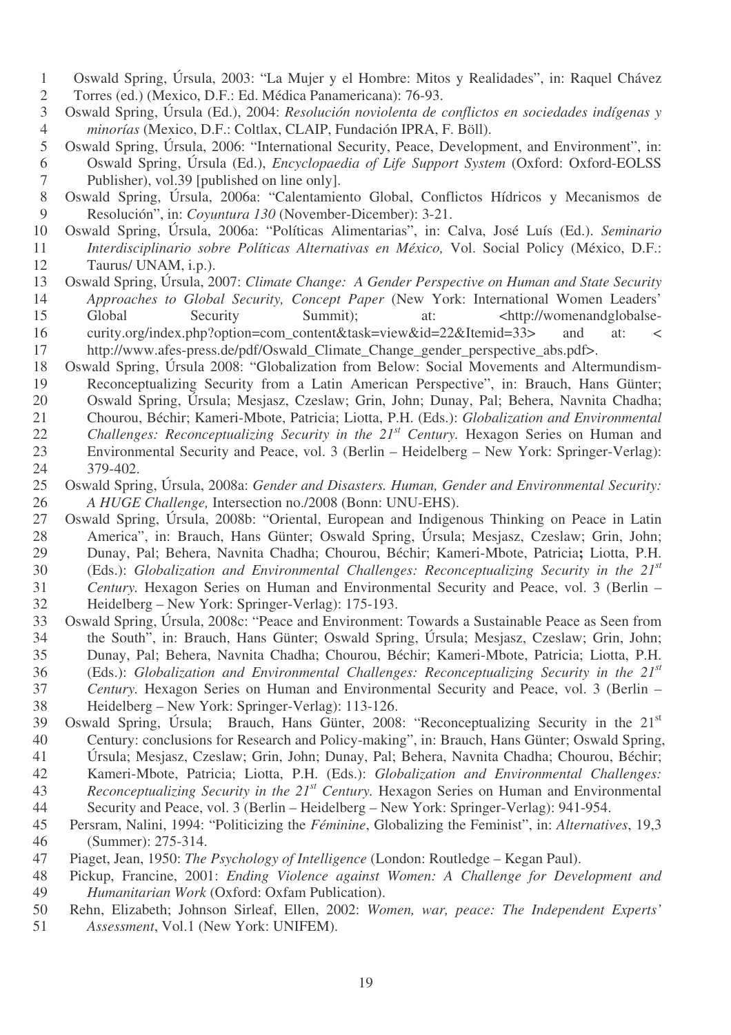Oswald Spring, Úrsula, 2003: "La Mujer y el Hombre: Mitos y Realidades", in: Raquel Chávez Torres (ed.) (Mexico, D.F.: Ed. Médica Panamericana): 76-93.

Oswald Spring, Úrsula (Ed.), 2004: *Resolución noviolenta de conflictos en sociedades indígenas y minorías* (Mexico, D.F.: Coltlax, CLAIP, Fundación IPRA, F. Böll).

Oswald Spring, Úrsula, 2006: "International Security, Peace, Development, and Environment", in: Oswald Spring, Úrsula (Ed.), *Encyclopaedia of Life Support System* (Oxford: Oxford-EOLSS Publisher), vol.39 [published on line only].

Oswald Spring, Úrsula, 2006a: "Calentamiento Global, Conflictos Hídricos y Mecanismos de Resolución", in: *Coyuntura 130* (November-Dicember): 3-21.

Oswald Spring, Úrsula, 2006a: "Políticas Alimentarias", in: Calva, José Luís (Ed.). *Seminario Interdisciplinario sobre Políticas Alternativas en México,* Vol. Social Policy (México, D.F.: Taurus/ UNAM, i.p.).

Oswald Spring, Úrsula, 2007: *Climate Change: A Gender Perspective on Human and State Security Approaches to Global Security, Concept Paper* (New York: International Women Leaders' Global Security Summit); at: <http://womenandglobalsecurity.org/index.php?option=com_content&task=view&id=22&Itemid=33> and at: < http://www.afes-press.de/pdf/Oswald_Climate_Change_gender_perspective_abs.pdf>.

Oswald Spring, Úrsula 2008: "Globalization from Below: Social Movements and Altermundism-Reconceptualizing Security from a Latin American Perspective", in: Brauch, Hans Günter; Oswald Spring, Úrsula; Mesjasz, Czeslaw; Grin, John; Dunay, Pal; Behera, Navnita Chadha; Chourou, Béchir; Kameri-Mbote, Patricia; Liotta, P.H. (Eds.): *Globalization and Environmental Challenges: Reconceptualizing Security in the 21st Century.* Hexagon Series on Human and Environmental Security and Peace, vol. 3 (Berlin – Heidelberg – New York: Springer-Verlag): 379-402.

Oswald Spring, Úrsula, 2008a: *Gender and Disasters. Human, Gender and Environmental Security: A HUGE Challenge,* Intersection no./2008 (Bonn: UNU-EHS).

Oswald Spring, Úrsula, 2008b: "Oriental, European and Indigenous Thinking on Peace in Latin America", in: Brauch, Hans Günter; Oswald Spring, Úrsula; Mesjasz, Czeslaw; Grin, John; Dunay, Pal; Behera, Navnita Chadha; Chourou, Béchir; Kameri-Mbote, Patricia**;** Liotta, P.H. (Eds.): *Globalization and Environmental Challenges: Reconceptualizing Security in the 21st Century.* Hexagon Series on Human and Environmental Security and Peace, vol. 3 (Berlin – Heidelberg – New York: Springer-Verlag): 175-193.

Oswald Spring, Úrsula, 2008c: "Peace and Environment: Towards a Sustainable Peace as Seen from the South", in: Brauch, Hans Günter; Oswald Spring, Úrsula; Mesjasz, Czeslaw; Grin, John; Dunay, Pal; Behera, Navnita Chadha; Chourou, Béchir; Kameri-Mbote, Patricia; Liotta, P.H. (Eds.): *Globalization and Environmental Challenges: Reconceptualizing Security in the 21st Century.* Hexagon Series on Human and Environmental Security and Peace, vol. 3 (Berlin – Heidelberg – New York: Springer-Verlag): 113-126.

Oswald Spring, Úrsula; Brauch, Hans Günter, 2008: "Reconceptualizing Security in the 21st Century: conclusions for Research and Policy-making", in: Brauch, Hans Günter; Oswald Spring, Úrsula; Mesjasz, Czeslaw; Grin, John; Dunay, Pal; Behera, Navnita Chadha; Chourou, Béchir; Kameri-Mbote, Patricia; Liotta, P.H. (Eds.): *Globalization and Environmental Challenges: Reconceptualizing Security in the 21st Century.* Hexagon Series on Human and Environmental Security and Peace, vol. 3 (Berlin – Heidelberg – New York: Springer-Verlag): 941-954.

Persram, Nalini, 1994: "Politicizing the *Féminine*, Globalizing the Feminist", in: *Alternatives*, 19,3 (Summer): 275-314.

Piaget, Jean, 1950: *The Psychology of Intelligence* (London: Routledge – Kegan Paul).

Pickup, Francine, 2001: *Ending Violence against Women: A Challenge for Development and Humanitarian Work* (Oxford: Oxfam Publication).

Rehn, Elizabeth; Johnson Sirleaf, Ellen, 2002: *Women, war, peace: The Independent Experts' Assessment*, Vol.1 (New York: UNIFEM).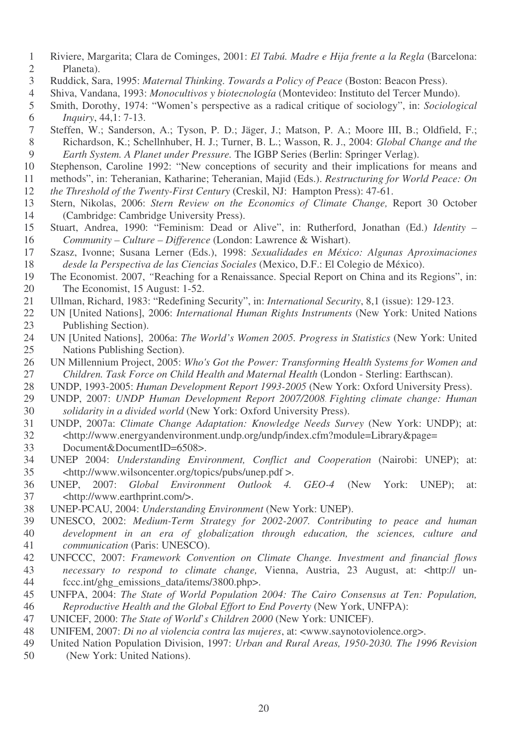Riviere, Margarita; Clara de Cominges, 2001: *El Tabú. Madre e Hija frente a la Regla* (Barcelona: Planeta).

Ruddick, Sara, 1995: *Maternal Thinking. Towards a Policy of Peace* (Boston: Beacon Press).

Shiva, Vandana, 1993: *Monocultivos y biotecnología* (Montevideo: Instituto del Tercer Mundo).

Smith, Dorothy, 1974: "Women's perspective as a radical critique of sociology", in: *Sociological Inquiry*, 44,1: 7-13.

Steffen, W.; Sanderson, A.; Tyson, P. D.; Jäger, J.; Matson, P. A.; Moore III, B.; Oldfield, F.; Richardson, K.; Schellnhuber, H. J.; Turner, B. L.; Wasson, R. J., 2004: *Global Change and the Earth System. A Planet under Pressure.* The IGBP Series (Berlin: Springer Verlag).

Stephenson, Caroline 1992: "New conceptions of security and their implications for means and methods", in: Teheranian, Katharine; Teheranian, Majid (Eds.). *Restructuring for World Peace: On the Threshold of the Twenty-First Century* (Creskil, NJ: Hampton Press): 47-61.

Stern, Nikolas, 2006: *Stern Review on the Economics of Climate Change,* Report 30 October (Cambridge: Cambridge University Press).

Stuart, Andrea, 1990: "Feminism: Dead or Alive", in: Rutherford, Jonathan (Ed.) *Identity – Community – Culture – Difference* (London: Lawrence & Wishart).

Szasz, Ivonne; Susana Lerner (Eds.), 1998: *Sexualidades en México: Algunas Aproximaciones desde la Perspectiva de las Ciencias Sociales* (Mexico, D.F.: El Colegio de México).

The Economist. 2007, "Reaching for a Renaissance. Special Report on China and its Regions", in: The Economist, 15 August: 1-52.

Ullman, Richard, 1983: "Redefining Security", in: *International Security*, 8,1 (issue): 129-123.

UN [United Nations], 2006: *International Human Rights Instruments* (New York: United Nations Publishing Section).

UN [United Nations], 2006a: *The World's Women 2005. Progress in Statistics* (New York: United Nations Publishing Section).

UN Millennium Project, 2005: *Who's Got the Power: Transforming Health Systems for Women and Children. Task Force on Child Health and Maternal Health* (London - Sterling: Earthscan).

UNDP, 1993-2005: *Human Development Report 1993-2005* (New York: Oxford University Press).

UNDP, 2007: *UNDP Human Development Report 2007/2008. Fighting climate change: Human solidarity in a divided world* (New York: Oxford University Press).

UNDP, 2007a: *Climate Change Adaptation: Knowledge Needs Survey* (New York: UNDP); at: <http://www.energyandenvironment.undp.org/undp/index.cfm?module=Library&page=Document&DocumentID=6508>.

UNEP 2004: *Understanding Environment, Conflict and Cooperation* (Nairobi: UNEP); at: <http://www.wilsoncenter.org/topics/pubs/unep.pdf >.

UNEP, 2007: *Global Environment Outlook 4. GEO-4* (New York: UNEP); at: <http://www.earthprint.com/>.

UNEP-PCAU, 2004: *Understanding Environment* (New York: UNEP).

UNESCO, 2002: *Medium-Term Strategy for 2002-2007. Contributing to peace and human development in an era of globalization through education, the sciences, culture and communication* (Paris: UNESCO).

UNFCCC, 2007: *Framework Convention on Climate Change. Investment and financial flows necessary to respond to climate change,* Vienna, Austria, 23 August, at: <http:// unfccc.int/ghg_emissions_data/items/3800.php>.

UNFPA, 2004: *The State of World Population 2004: The Cairo Consensus at Ten: Population, Reproductive Health and the Global Effort to End Poverty* (New York, UNFPA):

UNICEF, 2000: *The State of World's Children 2000* (New York: UNICEF).

UNIFEM, 2007: *Di no al violencia contra las mujeres*, at: <www.saynotoviolence.org>.

United Nation Population Division, 1997: *Urban and Rural Areas, 1950-2030. The 1996 Revision* (New York: United Nations).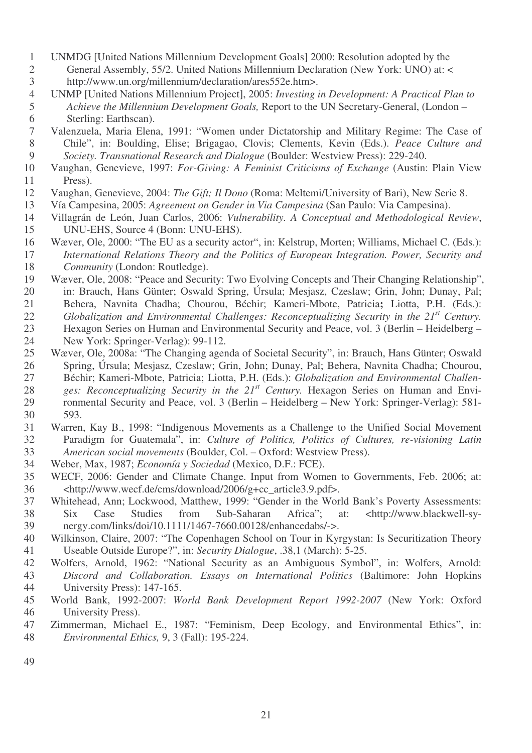UNMDG [United Nations Millennium Development Goals] 2000: Resolution adopted by the General Assembly, 55/2. United Nations Millennium Declaration (New York: UNO) at: < http://www.un.org/millennium/declaration/ares552e.htm>.

UNMP [United Nations Millennium Project], 2005: *Investing in Development: A Practical Plan to Achieve the Millennium Development Goals,* Report to the UN Secretary-General, (London – Sterling: Earthscan).

Valenzuela, Maria Elena, 1991: "Women under Dictatorship and Military Regime: The Case of Chile", in: Boulding, Elise; Brigagao, Clovis; Clements, Kevin (Eds.). *Peace Culture and Society. Transnational Research and Dialogue* (Boulder: Westview Press): 229-240.

Vaughan, Genevieve, 1997: *For-Giving: A Feminist Criticisms of Exchange* (Austin: Plain View Press).

Vaughan, Genevieve, 2004: *The Gift; Il Dono* (Roma: Meltemi/University of Bari), New Serie 8.

Vía Campesina, 2005: *Agreement on Gender in Via Campesina* (San Paulo: Via Campesina).

Villagrán de León, Juan Carlos, 2006: *Vulnerability. A Conceptual and Methodological Review*, UNU-EHS, Source 4 (Bonn: UNU-EHS).

Wæver, Ole, 2000: "The EU as a security actor", in: Kelstrup, Morten; Williams, Michael C. (Eds.): *International Relations Theory and the Politics of European Integration. Power, Security and Community* (London: Routledge).

Wæver, Ole, 2008: "Peace and Security: Two Evolving Concepts and Their Changing Relationship", in: Brauch, Hans Günter; Oswald Spring, Úrsula; Mesjasz, Czeslaw; Grin, John; Dunay, Pal; Behera, Navnita Chadha; Chourou, Béchir; Kameri-Mbote, Patricia**;** Liotta, P.H. (Eds.): *Globalization and Environmental Challenges: Reconceptualizing Security in the 21st Century.* Hexagon Series on Human and Environmental Security and Peace, vol. 3 (Berlin – Heidelberg – New York: Springer-Verlag): 99-112.

Wæver, Ole, 2008a: "The Changing agenda of Societal Security", in: Brauch, Hans Günter; Oswald Spring, Úrsula; Mesjasz, Czeslaw; Grin, John; Dunay, Pal; Behera, Navnita Chadha; Chourou, Béchir; Kameri-Mbote, Patricia; Liotta, P.H. (Eds.): *Globalization and Environmental Challenges: Reconceptualizing Security in the 21st Century.* Hexagon Series on Human and Environmental Security and Peace, vol. 3 (Berlin – Heidelberg – New York: Springer-Verlag): 581-593.

Warren, Kay B., 1998: "Indigenous Movements as a Challenge to the Unified Social Movement Paradigm for Guatemala", in: *Culture of Politics, Politics of Cultures, re-visioning Latin American social movements* (Boulder, Col. – Oxford: Westview Press).

Weber, Max, 1987; *Economía y Sociedad* (Mexico, D.F.: FCE).

WECF, 2006: Gender and Climate Change. Input from Women to Governments, Feb. 2006; at: <http://www.wecf.de/cms/download/2006/g+cc_article3.9.pdf>.

Whitehead, Ann; Lockwood, Matthew, 1999: "Gender in the World Bank's Poverty Assessments: Six Case Studies from Sub-Saharan Africa"; at: <http://www.blackwell-synergy.com/links/doi/10.1111/1467-7660.00128/enhancedabs/->.

Wilkinson, Claire, 2007: "The Copenhagen School on Tour in Kyrgystan: Is Securitization Theory Useable Outside Europe?", in: *Security Dialogue*, .38,1 (March): 5-25.

Wolfers, Arnold, 1962: "National Security as an Ambiguous Symbol", in: Wolfers, Arnold: *Discord and Collaboration. Essays on International Politics* (Baltimore: John Hopkins University Press): 147-165.

World Bank, 1992-2007: *World Bank Development Report 1992-2007* (New York: Oxford University Press).

Zimmerman, Michael E., 1987: "Feminism, Deep Ecology, and Environmental Ethics", in: *Environmental Ethics,* 9, 3 (Fall): 195-224.